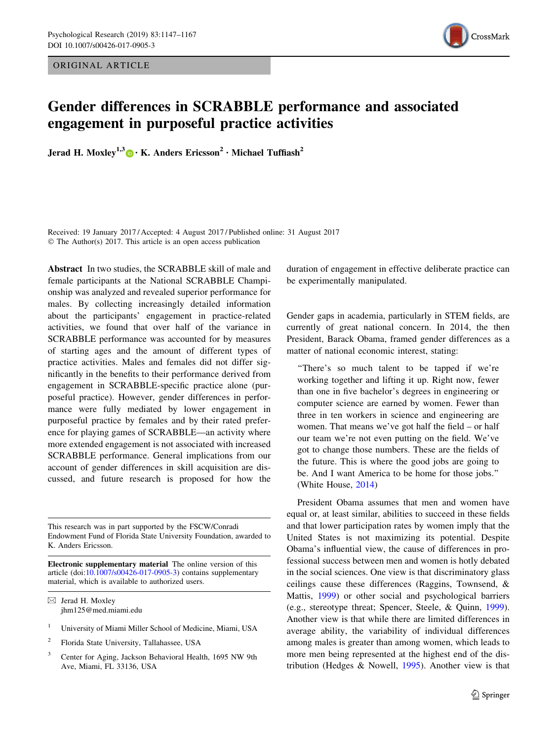ORIGINAL ARTICLE

# Gender differences in SCRABBLE performance and associated engagement in purposeful practice activities

**Jerad H. Moxley[1,3] · K. Anders Ericsson[2] · Michael Tuffiash[2]**

Received: 19 January 2017 / Accepted: 4 August 2017 / Published online: 31 August 2017
© The Author(s) 2017. This article is an open access publication

**Abstract** In two studies, the SCRABBLE skill of male and female participants at the National SCRABBLE Championship was analyzed and revealed superior performance for males. By collecting increasingly detailed information about the participants' engagement in practice-related activities, we found that over half of the variance in SCRABBLE performance was accounted for by measures of starting ages and the amount of different types of practice activities. Males and females did not differ significantly in the benefits to their performance derived from engagement in SCRABBLE-specific practice alone (purposeful practice). However, gender differences in performance were fully mediated by lower engagement in purposeful practice by females and by their rated preference for playing games of SCRABBLE—an activity where more extended engagement is not associated with increased SCRABBLE performance. General implications from our account of gender differences in skill acquisition are discussed, and future research is proposed for how the duration of engagement in effective deliberate practice can be experimentally manipulated.

This research was in part supported by the FSCW/Conradi Endowment Fund of Florida State University Foundation, awarded to K. Anders Ericsson.

**Electronic supplementary material** The online version of this article (doi:10.1007/s00426-017-0905-3) contains supplementary material, which is available to authorized users.

✉ Jerad H. Moxley
jhm125@med.miami.edu

[1] University of Miami Miller School of Medicine, Miami, USA

[2] Florida State University, Tallahassee, USA

[3] Center for Aging, Jackson Behavioral Health, 1695 NW 9th Ave, Miami, FL 33136, USA

Gender gaps in academia, particularly in STEM fields, are currently of great national concern. In 2014, the then President, Barack Obama, framed gender differences as a matter of national economic interest, stating:

> "There's so much talent to be tapped if we're working together and lifting it up. Right now, fewer than one in five bachelor's degrees in engineering or computer science are earned by women. Fewer than three in ten workers in science and engineering are women. That means we've got half the field – or half our team we're not even putting on the field. We've got to change those numbers. These are the fields of the future. This is where the good jobs are going to be. And I want America to be home for those jobs." (White House, 2014)

President Obama assumes that men and women have equal or, at least similar, abilities to succeed in these fields and that lower participation rates by women imply that the United States is not maximizing its potential. Despite Obama's influential view, the cause of differences in professional success between men and women is hotly debated in the social sciences. One view is that discriminatory glass ceilings cause these differences (Raggins, Townsend, & Mattis, 1999) or other social and psychological barriers (e.g., stereotype threat; Spencer, Steele, & Quinn, 1999). Another view is that while there are limited differences in average ability, the variability of individual differences among males is greater than among women, which leads to more men being represented at the highest end of the distribution (Hedges & Nowell, 1995). Another view is that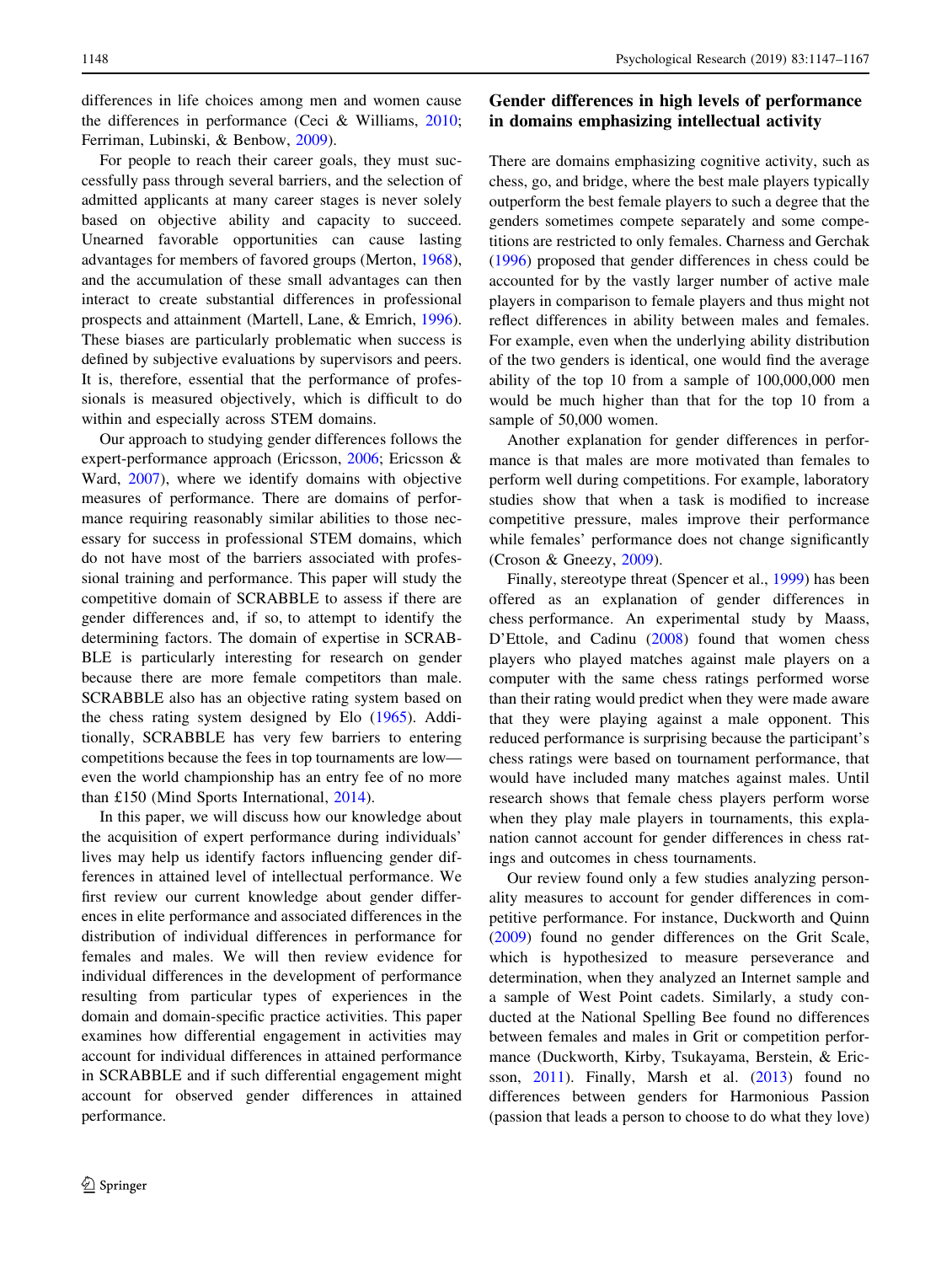differences in life choices among men and women cause the differences in performance (Ceci & Williams, 2010; Ferriman, Lubinski, & Benbow, 2009).

For people to reach their career goals, they must successfully pass through several barriers, and the selection of admitted applicants at many career stages is never solely based on objective ability and capacity to succeed. Unearned favorable opportunities can cause lasting advantages for members of favored groups (Merton, 1968), and the accumulation of these small advantages can then interact to create substantial differences in professional prospects and attainment (Martell, Lane, & Emrich, 1996). These biases are particularly problematic when success is defined by subjective evaluations by supervisors and peers. It is, therefore, essential that the performance of professionals is measured objectively, which is difficult to do within and especially across STEM domains.

Our approach to studying gender differences follows the expert-performance approach (Ericsson, 2006; Ericsson & Ward, 2007), where we identify domains with objective measures of performance. There are domains of performance requiring reasonably similar abilities to those necessary for success in professional STEM domains, which do not have most of the barriers associated with professional training and performance. This paper will study the competitive domain of SCRABBLE to assess if there are gender differences and, if so, to attempt to identify the determining factors. The domain of expertise in SCRABBLE is particularly interesting for research on gender because there are more female competitors than male. SCRABBLE also has an objective rating system based on the chess rating system designed by Elo (1965). Additionally, SCRABBLE has very few barriers to entering competitions because the fees in top tournaments are low—even the world championship has an entry fee of no more than £150 (Mind Sports International, 2014).

In this paper, we will discuss how our knowledge about the acquisition of expert performance during individuals' lives may help us identify factors influencing gender differences in attained level of intellectual performance. We first review our current knowledge about gender differences in elite performance and associated differences in the distribution of individual differences in performance for females and males. We will then review evidence for individual differences in the development of performance resulting from particular types of experiences in the domain and domain-specific practice activities. This paper examines how differential engagement in activities may account for individual differences in attained performance in SCRABBLE and if such differential engagement might account for observed gender differences in attained performance.

## Gender differences in high levels of performance in domains emphasizing intellectual activity

There are domains emphasizing cognitive activity, such as chess, go, and bridge, where the best male players typically outperform the best female players to such a degree that the genders sometimes compete separately and some competitions are restricted to only females. Charness and Gerchak (1996) proposed that gender differences in chess could be accounted for by the vastly larger number of active male players in comparison to female players and thus might not reflect differences in ability between males and females. For example, even when the underlying ability distribution of the two genders is identical, one would find the average ability of the top 10 from a sample of 100,000,000 men would be much higher than that for the top 10 from a sample of 50,000 women.

Another explanation for gender differences in performance is that males are more motivated than females to perform well during competitions. For example, laboratory studies show that when a task is modified to increase competitive pressure, males improve their performance while females' performance does not change significantly (Croson & Gneezy, 2009).

Finally, stereotype threat (Spencer et al., 1999) has been offered as an explanation of gender differences in chess performance. An experimental study by Maass, D'Ettole, and Cadinu (2008) found that women chess players who played matches against male players on a computer with the same chess ratings performed worse than their rating would predict when they were made aware that they were playing against a male opponent. This reduced performance is surprising because the participant's chess ratings were based on tournament performance, that would have included many matches against males. Until research shows that female chess players perform worse when they play male players in tournaments, this explanation cannot account for gender differences in chess ratings and outcomes in chess tournaments.

Our review found only a few studies analyzing personality measures to account for gender differences in competitive performance. For instance, Duckworth and Quinn (2009) found no gender differences on the Grit Scale, which is hypothesized to measure perseverance and determination, when they analyzed an Internet sample and a sample of West Point cadets. Similarly, a study conducted at the National Spelling Bee found no differences between females and males in Grit or competition performance (Duckworth, Kirby, Tsukayama, Berstein, & Ericsson, 2011). Finally, Marsh et al. (2013) found no differences between genders for Harmonious Passion (passion that leads a person to choose to do what they love)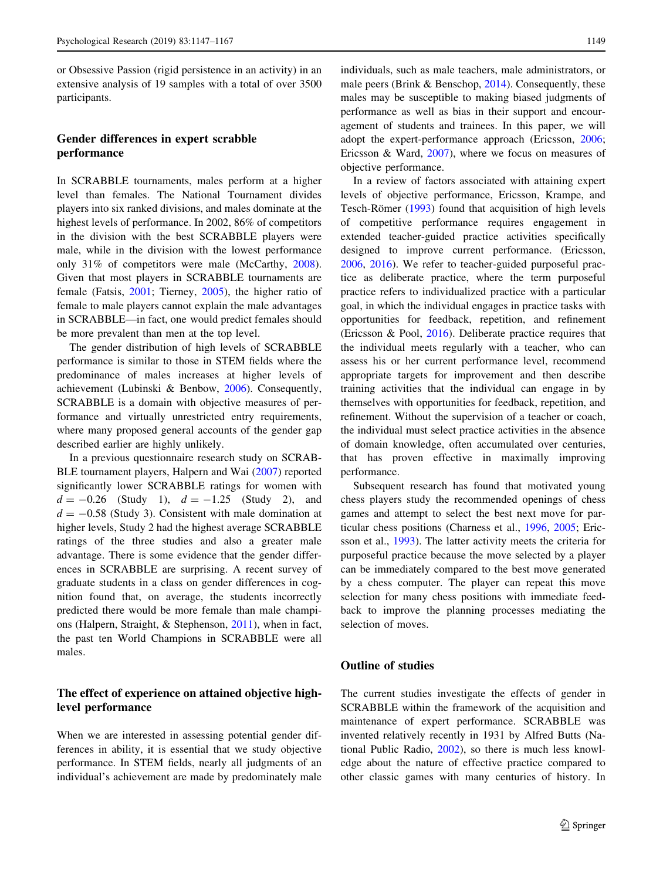or Obsessive Passion (rigid persistence in an activity) in an extensive analysis of 19 samples with a total of over 3500 participants.

## Gender differences in expert scrabble performance

In SCRABBLE tournaments, males perform at a higher level than females. The National Tournament divides players into six ranked divisions, and males dominate at the highest levels of performance. In 2002, 86% of competitors in the division with the best SCRABBLE players were male, while in the division with the lowest performance only 31% of competitors were male (McCarthy, 2008). Given that most players in SCRABBLE tournaments are female (Fatsis, 2001; Tierney, 2005), the higher ratio of female to male players cannot explain the male advantages in SCRABBLE—in fact, one would predict females should be more prevalent than men at the top level.

The gender distribution of high levels of SCRABBLE performance is similar to those in STEM fields where the predominance of males increases at higher levels of achievement (Lubinski & Benbow, 2006). Consequently, SCRABBLE is a domain with objective measures of performance and virtually unrestricted entry requirements, where many proposed general accounts of the gender gap described earlier are highly unlikely.

In a previous questionnaire research study on SCRABBLE tournament players, Halpern and Wai (2007) reported significantly lower SCRABBLE ratings for women with $d = -0.26$ (Study 1), $d = -1.25$ (Study 2), and $d = -0.58$ (Study 3). Consistent with male domination at higher levels, Study 2 had the highest average SCRABBLE ratings of the three studies and also a greater male advantage. There is some evidence that the gender differences in SCRABBLE are surprising. A recent survey of graduate students in a class on gender differences in cognition found that, on average, the students incorrectly predicted there would be more female than male champions (Halpern, Straight, & Stephenson, 2011), when in fact, the past ten World Champions in SCRABBLE were all males.

## The effect of experience on attained objective high-level performance

When we are interested in assessing potential gender differences in ability, it is essential that we study objective performance. In STEM fields, nearly all judgments of an individual's achievement are made by predominately male individuals, such as male teachers, male administrators, or male peers (Brink & Benschop, 2014). Consequently, these males may be susceptible to making biased judgments of performance as well as bias in their support and encouragement of students and trainees. In this paper, we will adopt the expert-performance approach (Ericsson, 2006; Ericsson & Ward, 2007), where we focus on measures of objective performance.

In a review of factors associated with attaining expert levels of objective performance, Ericsson, Krampe, and Tesch-Römer (1993) found that acquisition of high levels of competitive performance requires engagement in extended teacher-guided practice activities specifically designed to improve current performance. (Ericsson, 2006, 2016). We refer to teacher-guided purposeful practice as deliberate practice, where the term purposeful practice refers to individualized practice with a particular goal, in which the individual engages in practice tasks with opportunities for feedback, repetition, and refinement (Ericsson & Pool, 2016). Deliberate practice requires that the individual meets regularly with a teacher, who can assess his or her current performance level, recommend appropriate targets for improvement and then describe training activities that the individual can engage in by themselves with opportunities for feedback, repetition, and refinement. Without the supervision of a teacher or coach, the individual must select practice activities in the absence of domain knowledge, often accumulated over centuries, that has proven effective in maximally improving performance.

Subsequent research has found that motivated young chess players study the recommended openings of chess games and attempt to select the best next move for particular chess positions (Charness et al., 1996, 2005; Ericsson et al., 1993). The latter activity meets the criteria for purposeful practice because the move selected by a player can be immediately compared to the best move generated by a chess computer. The player can repeat this move selection for many chess positions with immediate feedback to improve the planning processes mediating the selection of moves.

## Outline of studies

The current studies investigate the effects of gender in SCRABBLE within the framework of the acquisition and maintenance of expert performance. SCRABBLE was invented relatively recently in 1931 by Alfred Butts (National Public Radio, 2002), so there is much less knowledge about the nature of effective practice compared to other classic games with many centuries of history. In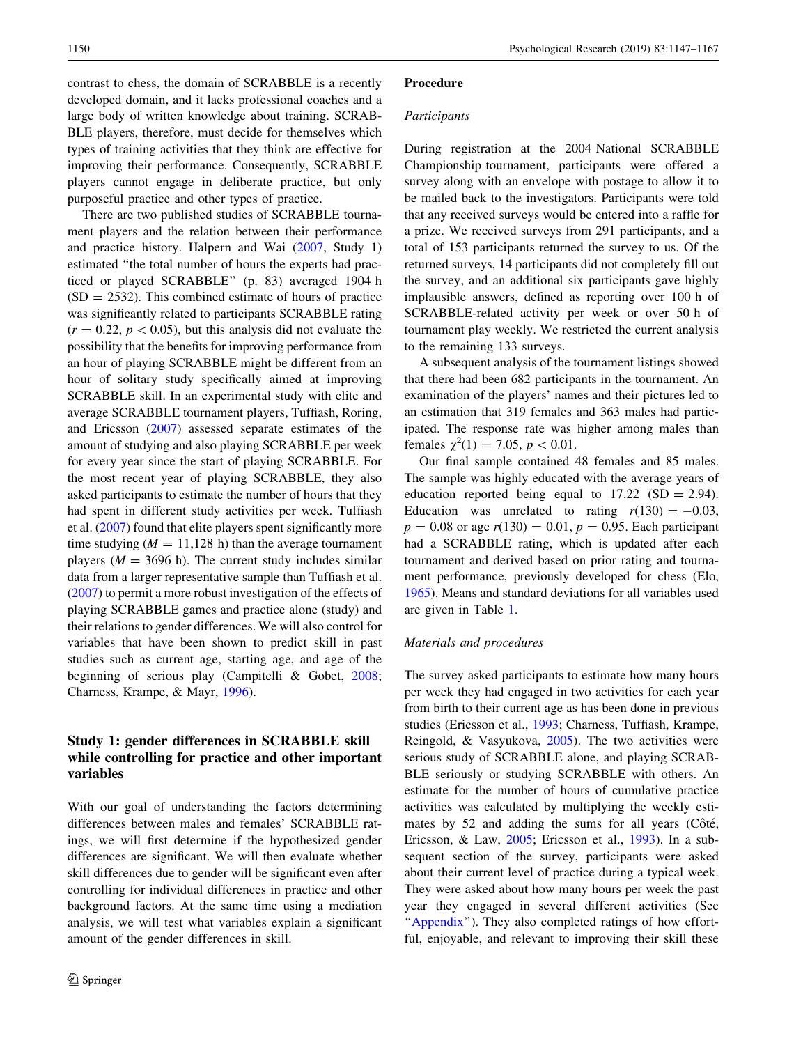contrast to chess, the domain of SCRABBLE is a recently developed domain, and it lacks professional coaches and a large body of written knowledge about training. SCRABBLE players, therefore, must decide for themselves which types of training activities that they think are effective for improving their performance. Consequently, SCRABBLE players cannot engage in deliberate practice, but only purposeful practice and other types of practice.

There are two published studies of SCRABBLE tournament players and the relation between their performance and practice history. Halpern and Wai (2007, Study 1) estimated "the total number of hours the experts had practiced or played SCRABBLE" (p. 83) averaged 1904 h (SD = 2532). This combined estimate of hours of practice was significantly related to participants SCRABBLE rating ($r = 0.22$, $p < 0.05$), but this analysis did not evaluate the possibility that the benefits for improving performance from an hour of playing SCRABBLE might be different from an hour of solitary study specifically aimed at improving SCRABBLE skill. In an experimental study with elite and average SCRABBLE tournament players, Tuffiash, Roring, and Ericsson (2007) assessed separate estimates of the amount of studying and also playing SCRABBLE per week for every year since the start of playing SCRABBLE. For the most recent year of playing SCRABBLE, they also asked participants to estimate the number of hours that they had spent in different study activities per week. Tuffiash et al. (2007) found that elite players spent significantly more time studying ($M = 11{,}128$ h) than the average tournament players ($M = 3696$ h). The current study includes similar data from a larger representative sample than Tuffiash et al. (2007) to permit a more robust investigation of the effects of playing SCRABBLE games and practice alone (study) and their relations to gender differences. We will also control for variables that have been shown to predict skill in past studies such as current age, starting age, and age of the beginning of serious play (Campitelli & Gobet, 2008; Charness, Krampe, & Mayr, 1996).

## Study 1: gender differences in SCRABBLE skill while controlling for practice and other important variables

With our goal of understanding the factors determining differences between males and females' SCRABBLE ratings, we will first determine if the hypothesized gender differences are significant. We will then evaluate whether skill differences due to gender will be significant even after controlling for individual differences in practice and other background factors. At the same time using a mediation analysis, we will test what variables explain a significant amount of the gender differences in skill.

### Procedure

#### *Participants*

During registration at the 2004 National SCRABBLE Championship tournament, participants were offered a survey along with an envelope with postage to allow it to be mailed back to the investigators. Participants were told that any received surveys would be entered into a raffle for a prize. We received surveys from 291 participants, and a total of 153 participants returned the survey to us. Of the returned surveys, 14 participants did not completely fill out the survey, and an additional six participants gave highly implausible answers, defined as reporting over 100 h of SCRABBLE-related activity per week or over 50 h of tournament play weekly. We restricted the current analysis to the remaining 133 surveys.

A subsequent analysis of the tournament listings showed that there had been 682 participants in the tournament. An examination of the players' names and their pictures led to an estimation that 319 females and 363 males had participated. The response rate was higher among males than females $\chi^2(1) = 7.05$, $p < 0.01$.

Our final sample contained 48 females and 85 males. The sample was highly educated with the average years of education reported being equal to 17.22 (SD = 2.94). Education was unrelated to rating $r(130) = -0.03$, $p = 0.08$ or age $r(130) = 0.01$, $p = 0.95$. Each participant had a SCRABBLE rating, which is updated after each tournament and derived based on prior rating and tournament performance, previously developed for chess (Elo, 1965). Means and standard deviations for all variables used are given in Table 1.

#### *Materials and procedures*

The survey asked participants to estimate how many hours per week they had engaged in two activities for each year from birth to their current age as has been done in previous studies (Ericsson et al., 1993; Charness, Tuffiash, Krampe, Reingold, & Vasyukova, 2005). The two activities were serious study of SCRABBLE alone, and playing SCRABBLE seriously or studying SCRABBLE with others. An estimate for the number of hours of cumulative practice activities was calculated by multiplying the weekly estimates by 52 and adding the sums for all years (Côté, Ericsson, & Law, 2005; Ericsson et al., 1993). In a subsequent section of the survey, participants were asked about their current level of practice during a typical week. They were asked about how many hours per week the past year they engaged in several different activities (See "Appendix"). They also completed ratings of how effortful, enjoyable, and relevant to improving their skill these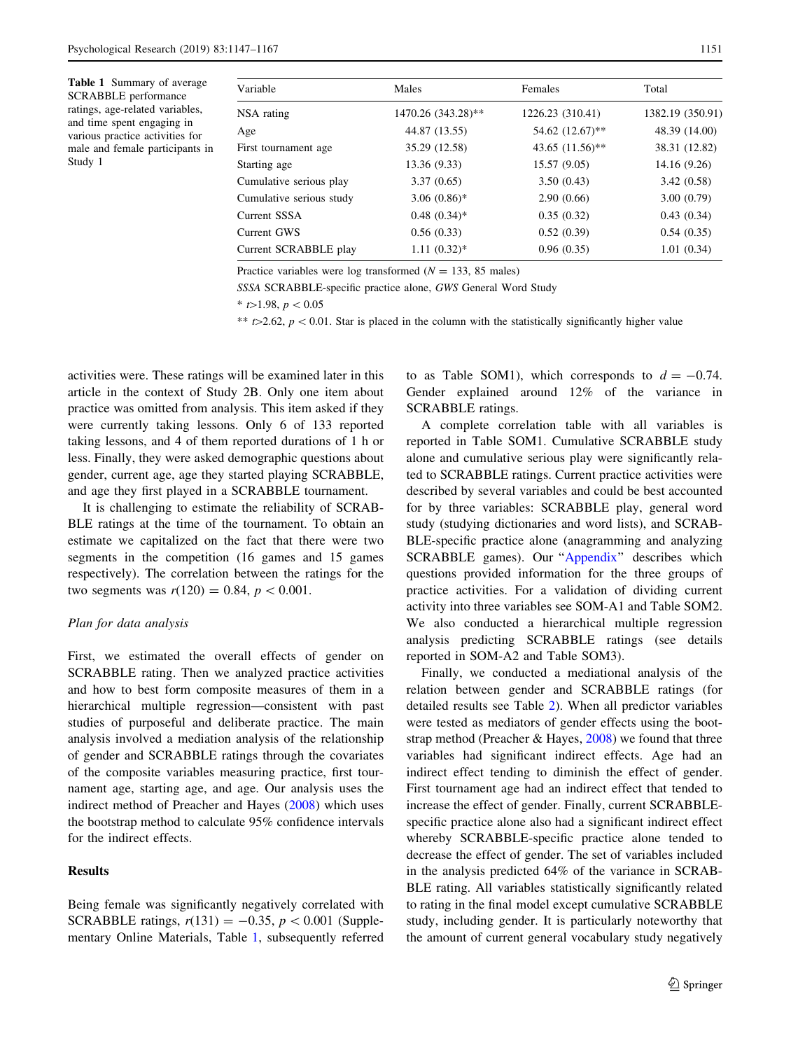**Table 1** Summary of average SCRABBLE performance ratings, age-related variables, and time spent engaging in various practice activities for male and female participants in Study 1

| Variable | Males | Females | Total |
|---|---|---|---|
| NSA rating | 1470.26 (343.28)** | 1226.23 (310.41) | 1382.19 (350.91) |
| Age | 44.87 (13.55) | 54.62 (12.67)** | 48.39 (14.00) |
| First tournament age | 35.29 (12.58) | 43.65 (11.56)** | 38.31 (12.82) |
| Starting age | 13.36 (9.33) | 15.57 (9.05) | 14.16 (9.26) |
| Cumulative serious play | 3.37 (0.65) | 3.50 (0.43) | 3.42 (0.58) |
| Cumulative serious study | 3.06 (0.86)* | 2.90 (0.66) | 3.00 (0.79) |
| Current SSSA | 0.48 (0.34)* | 0.35 (0.32) | 0.43 (0.34) |
| Current GWS | 0.56 (0.33) | 0.52 (0.39) | 0.54 (0.35) |
| Current SCRABBLE play | 1.11 (0.32)* | 0.96 (0.35) | 1.01 (0.34) |

Practice variables were log transformed ($N = 133$, 85 males)

*SSSA* SCRABBLE-specific practice alone, *GWS* General Word Study

* $t$>1.98, $p < 0.05$

** $t$>2.62, $p < 0.01$. Star is placed in the column with the statistically significantly higher value

activities were. These ratings will be examined later in this article in the context of Study 2B. Only one item about practice was omitted from analysis. This item asked if they were currently taking lessons. Only 6 of 133 reported taking lessons, and 4 of them reported durations of 1 h or less. Finally, they were asked demographic questions about gender, current age, age they started playing SCRABBLE, and age they first played in a SCRABBLE tournament.

It is challenging to estimate the reliability of SCRABBLE ratings at the time of the tournament. To obtain an estimate we capitalized on the fact that there were two segments in the competition (16 games and 15 games respectively). The correlation between the ratings for the two segments was $r(120) = 0.84$, $p < 0.001$.

*Plan for data analysis*

First, we estimated the overall effects of gender on SCRABBLE rating. Then we analyzed practice activities and how to best form composite measures of them in a hierarchical multiple regression—consistent with past studies of purposeful and deliberate practice. The main analysis involved a mediation analysis of the relationship of gender and SCRABBLE ratings through the covariates of the composite variables measuring practice, first tournament age, starting age, and age. Our analysis uses the indirect method of Preacher and Hayes (2008) which uses the bootstrap method to calculate 95% confidence intervals for the indirect effects.

## Results

Being female was significantly negatively correlated with SCRABBLE ratings, $r(131) = -0.35$, $p < 0.001$ (Supplementary Online Materials, Table 1, subsequently referred to as Table SOM1), which corresponds to $d = -0.74$. Gender explained around 12% of the variance in SCRABBLE ratings.

A complete correlation table with all variables is reported in Table SOM1. Cumulative SCRABBLE study alone and cumulative serious play were significantly related to SCRABBLE ratings. Current practice activities were described by several variables and could be best accounted for by three variables: SCRABBLE play, general word study (studying dictionaries and word lists), and SCRABBLE-specific practice alone (anagramming and analyzing SCRABBLE games). Our "Appendix" describes which questions provided information for the three groups of practice activities. For a validation of dividing current activity into three variables see SOM-A1 and Table SOM2. We also conducted a hierarchical multiple regression analysis predicting SCRABBLE ratings (see details reported in SOM-A2 and Table SOM3).

Finally, we conducted a mediational analysis of the relation between gender and SCRABBLE ratings (for detailed results see Table 2). When all predictor variables were tested as mediators of gender effects using the bootstrap method (Preacher & Hayes, 2008) we found that three variables had significant indirect effects. Age had an indirect effect tending to diminish the effect of gender. First tournament age had an indirect effect that tended to increase the effect of gender. Finally, current SCRABBLE-specific practice alone also had a significant indirect effect whereby SCRABBLE-specific practice alone tended to decrease the effect of gender. The set of variables included in the analysis predicted 64% of the variance in SCRABBLE rating. All variables statistically significantly related to rating in the final model except cumulative SCRABBLE study, including gender. It is particularly noteworthy that the amount of current general vocabulary study negatively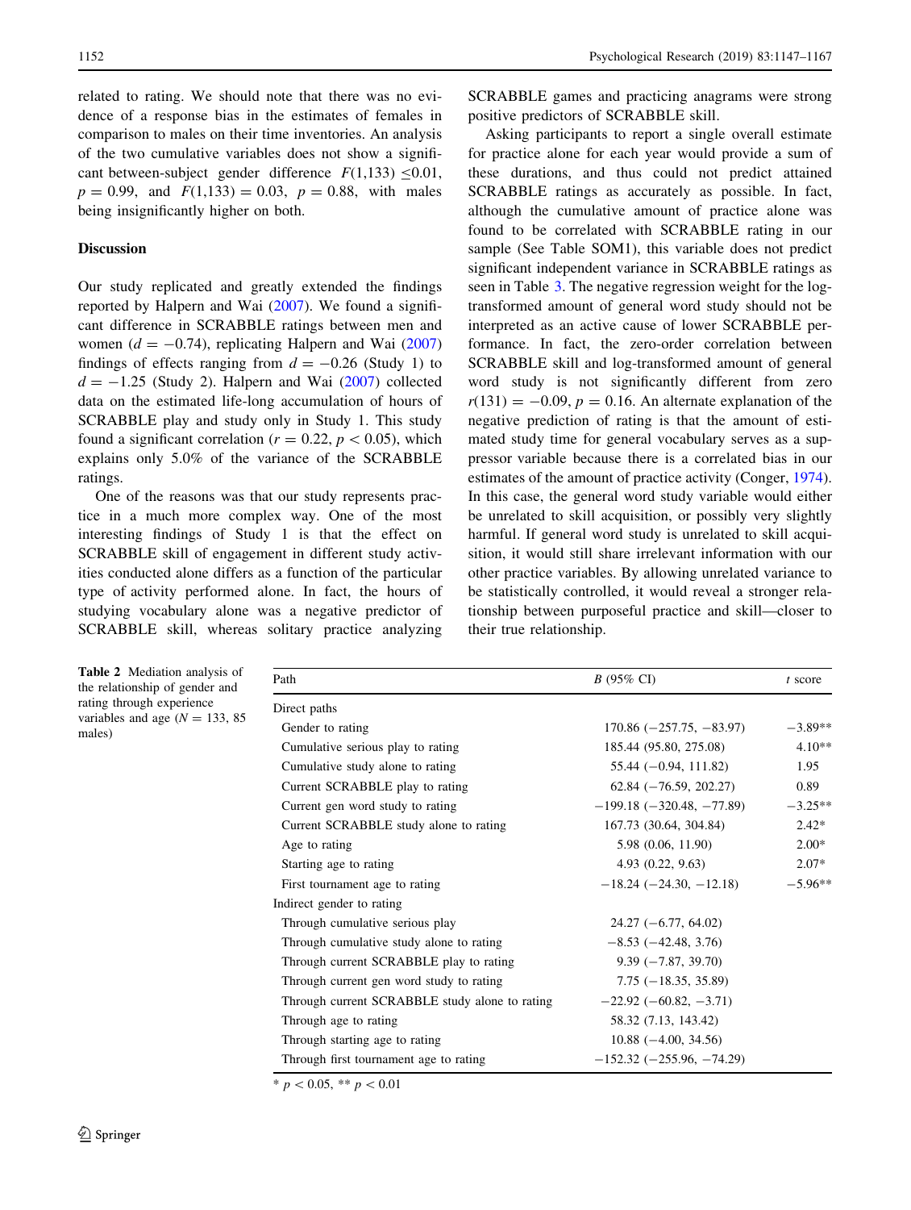related to rating. We should note that there was no evidence of a response bias in the estimates of females in comparison to males on their time inventories. An analysis of the two cumulative variables does not show a significant between-subject gender difference $F(1,133) \leq 0.01$, $p = 0.99$, and $F(1,133) = 0.03$, $p = 0.88$, with males being insignificantly higher on both.

## Discussion

Our study replicated and greatly extended the findings reported by Halpern and Wai (2007). We found a significant difference in SCRABBLE ratings between men and women ($d = -0.74$), replicating Halpern and Wai (2007) findings of effects ranging from $d = -0.26$ (Study 1) to $d = -1.25$ (Study 2). Halpern and Wai (2007) collected data on the estimated life-long accumulation of hours of SCRABBLE play and study only in Study 1. This study found a significant correlation ($r = 0.22$, $p < 0.05$), which explains only 5.0% of the variance of the SCRABBLE ratings.

One of the reasons was that our study represents practice in a much more complex way. One of the most interesting findings of Study 1 is that the effect on SCRABBLE skill of engagement in different study activities conducted alone differs as a function of the particular type of activity performed alone. In fact, the hours of studying vocabulary alone was a negative predictor of SCRABBLE skill, whereas solitary practice analyzing SCRABBLE games and practicing anagrams were strong positive predictors of SCRABBLE skill.

Asking participants to report a single overall estimate for practice alone for each year would provide a sum of these durations, and thus could not predict attained SCRABBLE ratings as accurately as possible. In fact, although the cumulative amount of practice alone was found to be correlated with SCRABBLE rating in our sample (See Table SOM1), this variable does not predict significant independent variance in SCRABBLE ratings as seen in Table 3. The negative regression weight for the log-transformed amount of general word study should not be interpreted as an active cause of lower SCRABBLE performance. In fact, the zero-order correlation between SCRABBLE skill and log-transformed amount of general word study is not significantly different from zero $r(131) = -0.09$, $p = 0.16$. An alternate explanation of the negative prediction of rating is that the amount of estimated study time for general vocabulary serves as a suppressor variable because there is a correlated bias in our estimates of the amount of practice activity (Conger, 1974). In this case, the general word study variable would either be unrelated to skill acquisition, or possibly very slightly harmful. If general word study is unrelated to skill acquisition, it would still share irrelevant information with our other practice variables. By allowing unrelated variance to be statistically controlled, it would reveal a stronger relationship between purposeful practice and skill—closer to their true relationship.

**Table 2** Mediation analysis of the relationship of gender and rating through experience variables and age ($N = 133$, 85 males)

| Path | *B* (95% CI) | *t* score |
|---|---|---|
| Direct paths | | |
| Gender to rating | 170.86 (−257.75, −83.97) | −3.89** |
| Cumulative serious play to rating | 185.44 (95.80, 275.08) | 4.10** |
| Cumulative study alone to rating | 55.44 (−0.94, 111.82) | 1.95 |
| Current SCRABBLE play to rating | 62.84 (−76.59, 202.27) | 0.89 |
| Current gen word study to rating | −199.18 (−320.48, −77.89) | −3.25** |
| Current SCRABBLE study alone to rating | 167.73 (30.64, 304.84) | 2.42* |
| Age to rating | 5.98 (0.06, 11.90) | 2.00* |
| Starting age to rating | 4.93 (0.22, 9.63) | 2.07* |
| First tournament age to rating | −18.24 (−24.30, −12.18) | −5.96** |
| Indirect gender to rating | | |
| Through cumulative serious play | 24.27 (−6.77, 64.02) | |
| Through cumulative study alone to rating | −8.53 (−42.48, 3.76) | |
| Through current SCRABBLE play to rating | 9.39 (−7.87, 39.70) | |
| Through current gen word study to rating | 7.75 (−18.35, 35.89) | |
| Through current SCRABBLE study alone to rating | −22.92 (−60.82, −3.71) | |
| Through age to rating | 58.32 (7.13, 143.42) | |
| Through starting age to rating | 10.88 (−4.00, 34.56) | |
| Through first tournament age to rating | −152.32 (−255.96, −74.29) | |

* $p < 0.05$, ** $p < 0.01$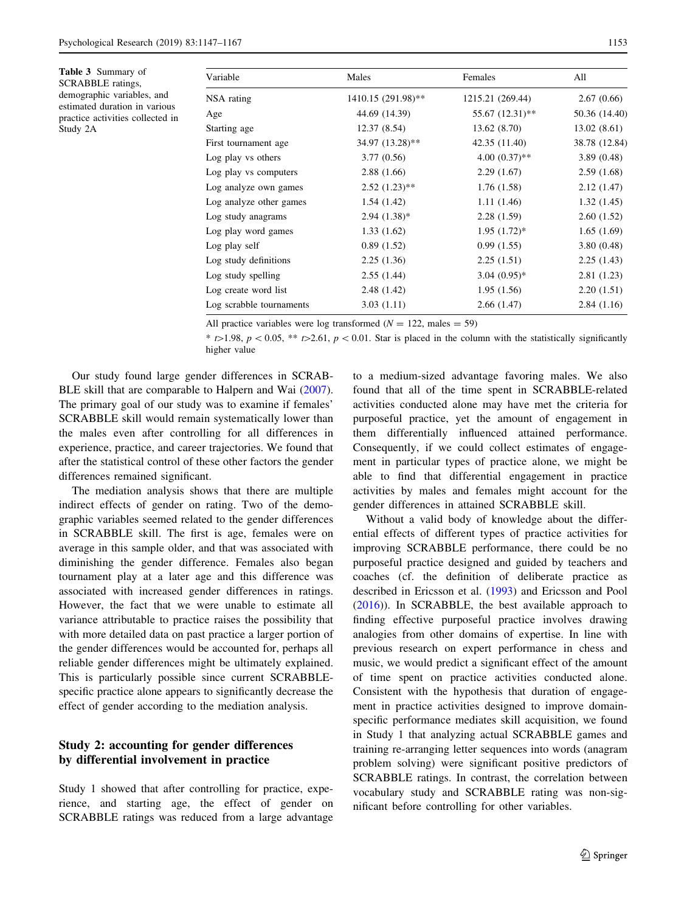**Table 3** Summary of SCRABBLE ratings, demographic variables, and estimated duration in various practice activities collected in Study 2A

| Variable | Males | Females | All |
|---|---|---|---|
| NSA rating | 1410.15 (291.98)** | 1215.21 (269.44) | 2.67 (0.66) |
| Age | 44.69 (14.39) | 55.67 (12.31)** | 50.36 (14.40) |
| Starting age | 12.37 (8.54) | 13.62 (8.70) | 13.02 (8.61) |
| First tournament age | 34.97 (13.28)** | 42.35 (11.40) | 38.78 (12.84) |
| Log play vs others | 3.77 (0.56) | 4.00 (0.37)** | 3.89 (0.48) |
| Log play vs computers | 2.88 (1.66) | 2.29 (1.67) | 2.59 (1.68) |
| Log analyze own games | 2.52 (1.23)** | 1.76 (1.58) | 2.12 (1.47) |
| Log analyze other games | 1.54 (1.42) | 1.11 (1.46) | 1.32 (1.45) |
| Log study anagrams | 2.94 (1.38)* | 2.28 (1.59) | 2.60 (1.52) |
| Log play word games | 1.33 (1.62) | 1.95 (1.72)* | 1.65 (1.69) |
| Log play self | 0.89 (1.52) | 0.99 (1.55) | 3.80 (0.48) |
| Log study definitions | 2.25 (1.36) | 2.25 (1.51) | 2.25 (1.43) |
| Log study spelling | 2.55 (1.44) | 3.04 (0.95)* | 2.81 (1.23) |
| Log create word list | 2.48 (1.42) | 1.95 (1.56) | 2.20 (1.51) |
| Log scrabble tournaments | 3.03 (1.11) | 2.66 (1.47) | 2.84 (1.16) |

All practice variables were log transformed ($N = 122$, males = 59)

* $t > 1.98$, $p < 0.05$, ** $t > 2.61$, $p < 0.01$. Star is placed in the column with the statistically significantly higher value

Our study found large gender differences in SCRABBLE skill that are comparable to Halpern and Wai (2007). The primary goal of our study was to examine if females' SCRABBLE skill would remain systematically lower than the males even after controlling for all differences in experience, practice, and career trajectories. We found that after the statistical control of these other factors the gender differences remained significant.

The mediation analysis shows that there are multiple indirect effects of gender on rating. Two of the demographic variables seemed related to the gender differences in SCRABBLE skill. The first is age, females were on average in this sample older, and that was associated with diminishing the gender difference. Females also began tournament play at a later age and this difference was associated with increased gender differences in ratings. However, the fact that we were unable to estimate all variance attributable to practice raises the possibility that with more detailed data on past practice a larger portion of the gender differences would be accounted for, perhaps all reliable gender differences might be ultimately explained. This is particularly possible since current SCRABBLE-specific practice alone appears to significantly decrease the effect of gender according to the mediation analysis.

## Study 2: accounting for gender differences by differential involvement in practice

Study 1 showed that after controlling for practice, experience, and starting age, the effect of gender on SCRABBLE ratings was reduced from a large advantage to a medium-sized advantage favoring males. We also found that all of the time spent in SCRABBLE-related activities conducted alone may have met the criteria for purposeful practice, yet the amount of engagement in them differentially influenced attained performance. Consequently, if we could collect estimates of engagement in particular types of practice alone, we might be able to find that differential engagement in practice activities by males and females might account for the gender differences in attained SCRABBLE skill.

Without a valid body of knowledge about the differential effects of different types of practice activities for improving SCRABBLE performance, there could be no purposeful practice designed and guided by teachers and coaches (cf. the definition of deliberate practice as described in Ericsson et al. (1993) and Ericsson and Pool (2016)). In SCRABBLE, the best available approach to finding effective purposeful practice involves drawing analogies from other domains of expertise. In line with previous research on expert performance in chess and music, we would predict a significant effect of the amount of time spent on practice activities conducted alone. Consistent with the hypothesis that duration of engagement in practice activities designed to improve domain-specific performance mediates skill acquisition, we found in Study 1 that analyzing actual SCRABBLE games and training re-arranging letter sequences into words (anagram problem solving) were significant positive predictors of SCRABBLE ratings. In contrast, the correlation between vocabulary study and SCRABBLE rating was non-significant before controlling for other variables.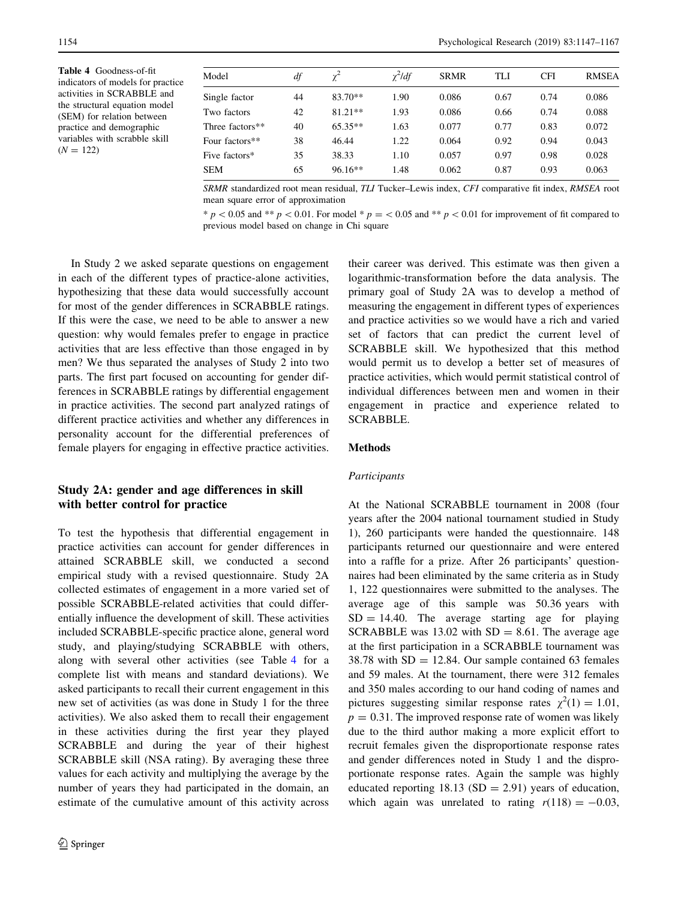**Table 4** Goodness-of-fit indicators of models for practice activities in SCRABBLE and the structural equation model (SEM) for relation between practice and demographic variables with scrabble skill ($N = 122$)

| Model | *df* | $\chi^2$ | $\chi^2/df$ | SRMR | TLI | CFI | RMSEA |
|---|---|---|---|---|---|---|---|
| Single factor | 44 | 83.70** | 1.90 | 0.086 | 0.67 | 0.74 | 0.086 |
| Two factors | 42 | 81.21** | 1.93 | 0.086 | 0.66 | 0.74 | 0.088 |
| Three factors** | 40 | 65.35** | 1.63 | 0.077 | 0.77 | 0.83 | 0.072 |
| Four factors** | 38 | 46.44 | 1.22 | 0.064 | 0.92 | 0.94 | 0.043 |
| Five factors* | 35 | 38.33 | 1.10 | 0.057 | 0.97 | 0.98 | 0.028 |
| SEM | 65 | 96.16** | 1.48 | 0.062 | 0.87 | 0.93 | 0.063 |

*SRMR* standardized root mean residual, *TLI* Tucker–Lewis index, *CFI* comparative fit index, *RMSEA* root mean square error of approximation

* $p < 0.05$ and ** $p < 0.01$. For model * $p = < 0.05$ and ** $p < 0.01$ for improvement of fit compared to previous model based on change in Chi square

In Study 2 we asked separate questions on engagement in each of the different types of practice-alone activities, hypothesizing that these data would successfully account for most of the gender differences in SCRABBLE ratings. If this were the case, we need to be able to answer a new question: why would females prefer to engage in practice activities that are less effective than those engaged in by men? We thus separated the analyses of Study 2 into two parts. The first part focused on accounting for gender differences in SCRABBLE ratings by differential engagement in practice activities. The second part analyzed ratings of different practice activities and whether any differences in personality account for the differential preferences of female players for engaging in effective practice activities.

## Study 2A: gender and age differences in skill with better control for practice

To test the hypothesis that differential engagement in practice activities can account for gender differences in attained SCRABBLE skill, we conducted a second empirical study with a revised questionnaire. Study 2A collected estimates of engagement in a more varied set of possible SCRABBLE-related activities that could differentially influence the development of skill. These activities included SCRABBLE-specific practice alone, general word study, and playing/studying SCRABBLE with others, along with several other activities (see Table 4 for a complete list with means and standard deviations). We asked participants to recall their current engagement in this new set of activities (as was done in Study 1 for the three activities). We also asked them to recall their engagement in these activities during the first year they played SCRABBLE and during the year of their highest SCRABBLE skill (NSA rating). By averaging these three values for each activity and multiplying the average by the number of years they had participated in the domain, an estimate of the cumulative amount of this activity across their career was derived. This estimate was then given a logarithmic-transformation before the data analysis. The primary goal of Study 2A was to develop a method of measuring the engagement in different types of experiences and practice activities so we would have a rich and varied set of factors that can predict the current level of SCRABBLE skill. We hypothesized that this method would permit us to develop a better set of measures of practice activities, which would permit statistical control of individual differences between men and women in their engagement in practice and experience related to SCRABBLE.

### Methods

#### *Participants*

At the National SCRABBLE tournament in 2008 (four years after the 2004 national tournament studied in Study 1), 260 participants were handed the questionnaire. 148 participants returned our questionnaire and were entered into a raffle for a prize. After 26 participants' questionnaires had been eliminated by the same criteria as in Study 1, 122 questionnaires were submitted to the analyses. The average age of this sample was 50.36 years with $SD = 14.40$. The average starting age for playing SCRABBLE was 13.02 with $SD = 8.61$. The average age at the first participation in a SCRABBLE tournament was 38.78 with $SD = 12.84$. Our sample contained 63 females and 59 males. At the tournament, there were 312 females and 350 males according to our hand coding of names and pictures suggesting similar response rates $\chi^2(1) = 1.01$, $p = 0.31$. The improved response rate of women was likely due to the third author making a more explicit effort to recruit females given the disproportionate response rates and gender differences noted in Study 1 and the disproportionate response rates. Again the sample was highly educated reporting 18.13 ($SD = 2.91$) years of education, which again was unrelated to rating $r(118) = -0.03$,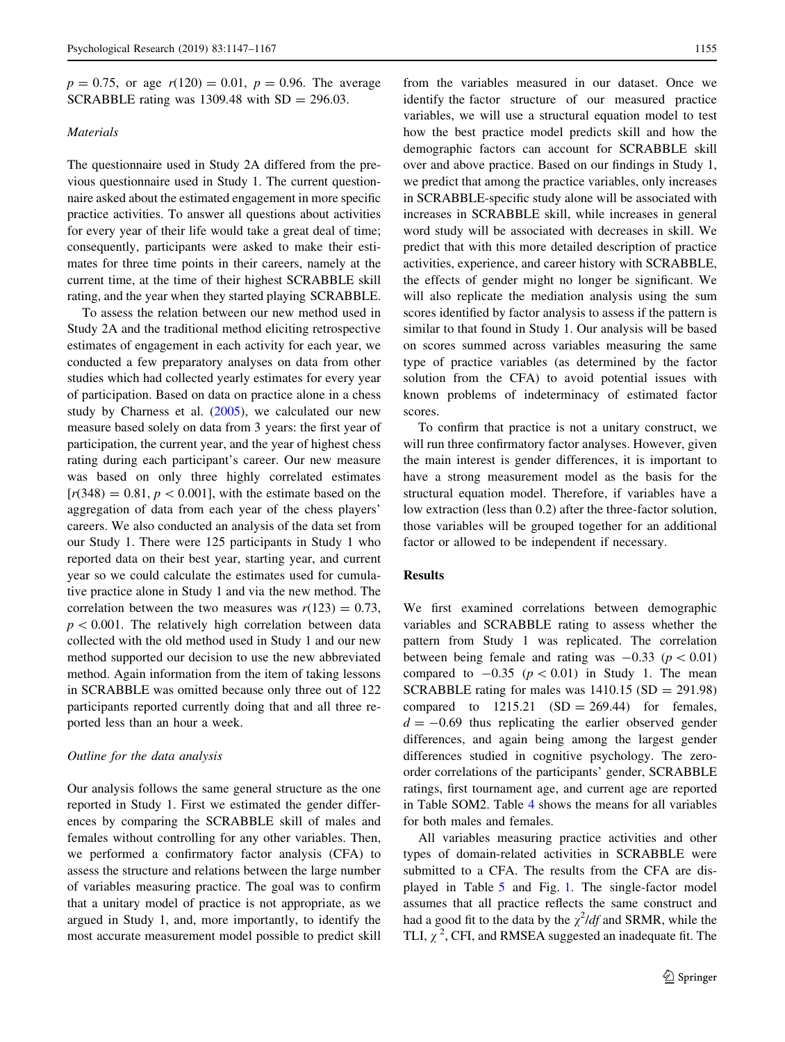$p = 0.75$, or age $r(120) = 0.01$, $p = 0.96$. The average SCRABBLE rating was 1309.48 with SD = 296.03.

### *Materials*

The questionnaire used in Study 2A differed from the previous questionnaire used in Study 1. The current questionnaire asked about the estimated engagement in more specific practice activities. To answer all questions about activities for every year of their life would take a great deal of time; consequently, participants were asked to make their estimates for three time points in their careers, namely at the current time, at the time of their highest SCRABBLE skill rating, and the year when they started playing SCRABBLE.

To assess the relation between our new method used in Study 2A and the traditional method eliciting retrospective estimates of engagement in each activity for each year, we conducted a few preparatory analyses on data from other studies which had collected yearly estimates for every year of participation. Based on data on practice alone in a chess study by Charness et al. (2005), we calculated our new measure based solely on data from 3 years: the first year of participation, the current year, and the year of highest chess rating during each participant's career. Our new measure was based on only three highly correlated estimates [$r(348) = 0.81$, $p < 0.001$], with the estimate based on the aggregation of data from each year of the chess players' careers. We also conducted an analysis of the data set from our Study 1. There were 125 participants in Study 1 who reported data on their best year, starting year, and current year so we could calculate the estimates used for cumulative practice alone in Study 1 and via the new method. The correlation between the two measures was $r(123) = 0.73$, $p < 0.001$. The relatively high correlation between data collected with the old method used in Study 1 and our new method supported our decision to use the new abbreviated method. Again information from the item of taking lessons in SCRABBLE was omitted because only three out of 122 participants reported currently doing that and all three reported less than an hour a week.

### *Outline for the data analysis*

Our analysis follows the same general structure as the one reported in Study 1. First we estimated the gender differences by comparing the SCRABBLE skill of males and females without controlling for any other variables. Then, we performed a confirmatory factor analysis (CFA) to assess the structure and relations between the large number of variables measuring practice. The goal was to confirm that a unitary model of practice is not appropriate, as we argued in Study 1, and, more importantly, to identify the most accurate measurement model possible to predict skill from the variables measured in our dataset. Once we identify the factor structure of our measured practice variables, we will use a structural equation model to test how the best practice model predicts skill and how the demographic factors can account for SCRABBLE skill over and above practice. Based on our findings in Study 1, we predict that among the practice variables, only increases in SCRABBLE-specific study alone will be associated with increases in SCRABBLE skill, while increases in general word study will be associated with decreases in skill. We predict that with this more detailed description of practice activities, experience, and career history with SCRABBLE, the effects of gender might no longer be significant. We will also replicate the mediation analysis using the sum scores identified by factor analysis to assess if the pattern is similar to that found in Study 1. Our analysis will be based on scores summed across variables measuring the same type of practice variables (as determined by the factor solution from the CFA) to avoid potential issues with known problems of indeterminacy of estimated factor scores.

To confirm that practice is not a unitary construct, we will run three confirmatory factor analyses. However, given the main interest is gender differences, it is important to have a strong measurement model as the basis for the structural equation model. Therefore, if variables have a low extraction (less than 0.2) after the three-factor solution, those variables will be grouped together for an additional factor or allowed to be independent if necessary.

## Results

We first examined correlations between demographic variables and SCRABBLE rating to assess whether the pattern from Study 1 was replicated. The correlation between being female and rating was $-0.33$ ($p < 0.01$) compared to $-0.35$ ($p < 0.01$) in Study 1. The mean SCRABBLE rating for males was 1410.15 (SD = 291.98) compared to 1215.21 (SD = 269.44) for females, $d = -0.69$ thus replicating the earlier observed gender differences, and again being among the largest gender differences studied in cognitive psychology. The zero-order correlations of the participants' gender, SCRABBLE ratings, first tournament age, and current age are reported in Table SOM2. Table 4 shows the means for all variables for both males and females.

All variables measuring practice activities and other types of domain-related activities in SCRABBLE were submitted to a CFA. The results from the CFA are displayed in Table 5 and Fig. 1. The single-factor model assumes that all practice reflects the same construct and had a good fit to the data by the $\chi^2/df$ and SRMR, while the TLI, $\chi^2$, CFI, and RMSEA suggested an inadequate fit. The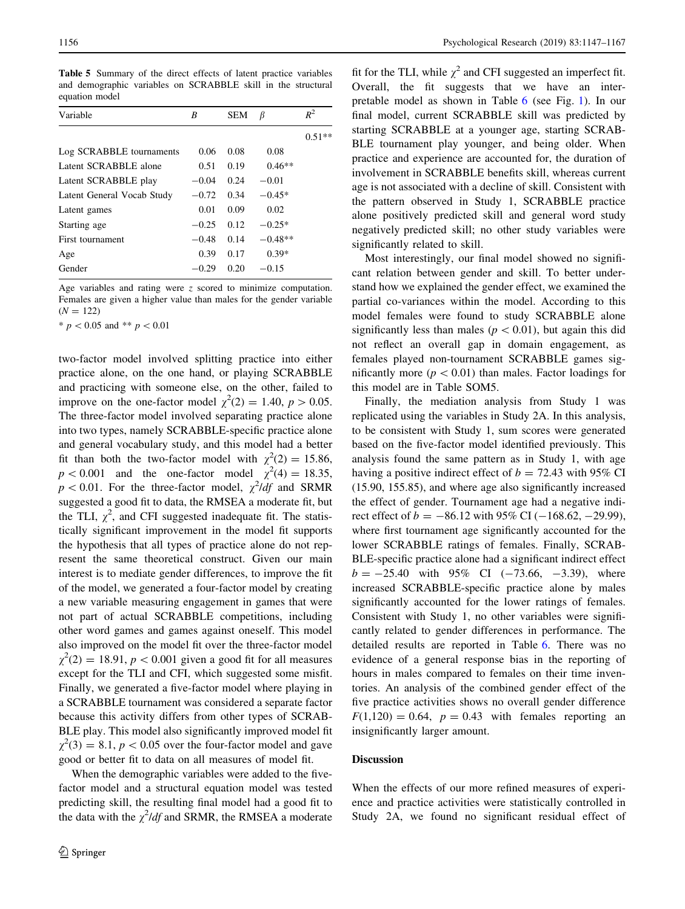**Table 5** Summary of the direct effects of latent practice variables and demographic variables on SCRABBLE skill in the structural equation model

| Variable | *B* | SEM | *β* | $R^2$ |
|---|---|---|---|---|
| | | | | 0.51** |
| Log SCRABBLE tournaments | 0.06 | 0.08 | 0.08 | |
| Latent SCRABBLE alone | 0.51 | 0.19 | 0.46** | |
| Latent SCRABBLE play | −0.04 | 0.24 | −0.01 | |
| Latent General Vocab Study | −0.72 | 0.34 | −0.45* | |
| Latent games | 0.01 | 0.09 | 0.02 | |
| Starting age | −0.25 | 0.12 | −0.25* | |
| First tournament | −0.48 | 0.14 | −0.48** | |
| Age | 0.39 | 0.17 | 0.39* | |
| Gender | −0.29 | 0.20 | −0.15 | |

Age variables and rating were *z* scored to minimize computation. Females are given a higher value than males for the gender variable ($N = 122$)

* $p < 0.05$ and ** $p < 0.01$

two-factor model involved splitting practice into either practice alone, on the one hand, or playing SCRABBLE and practicing with someone else, on the other, failed to improve on the one-factor model $\chi^2(2) = 1.40$, $p > 0.05$. The three-factor model involved separating practice alone into two types, namely SCRABBLE-specific practice alone and general vocabulary study, and this model had a better fit than both the two-factor model with $\chi^2(2) = 15.86$, $p < 0.001$ and the one-factor model $\chi^2(4) = 18.35$, $p < 0.01$. For the three-factor model, $\chi^2/df$ and SRMR suggested a good fit to data, the RMSEA a moderate fit, but the TLI, $\chi^2$, and CFI suggested inadequate fit. The statistically significant improvement in the model fit supports the hypothesis that all types of practice alone do not represent the same theoretical construct. Given our main interest is to mediate gender differences, to improve the fit of the model, we generated a four-factor model by creating a new variable measuring engagement in games that were not part of actual SCRABBLE competitions, including other word games and games against oneself. This model also improved on the model fit over the three-factor model $\chi^2(2) = 18.91$, $p < 0.001$ given a good fit for all measures except for the TLI and CFI, which suggested some misfit. Finally, we generated a five-factor model where playing in a SCRABBLE tournament was considered a separate factor because this activity differs from other types of SCRABBLE play. This model also significantly improved model fit $\chi^2(3) = 8.1$, $p < 0.05$ over the four-factor model and gave good or better fit to data on all measures of model fit.

When the demographic variables were added to the five-factor model and a structural equation model was tested predicting skill, the resulting final model had a good fit to the data with the $\chi^2/df$ and SRMR, the RMSEA a moderate fit for the TLI, while $\chi^2$ and CFI suggested an imperfect fit. Overall, the fit suggests that we have an interpretable model as shown in Table 6 (see Fig. 1). In our final model, current SCRABBLE skill was predicted by starting SCRABBLE at a younger age, starting SCRABBLE tournament play younger, and being older. When practice and experience are accounted for, the duration of involvement in SCRABBLE benefits skill, whereas current age is not associated with a decline of skill. Consistent with the pattern observed in Study 1, SCRABBLE practice alone positively predicted skill and general word study negatively predicted skill; no other study variables were significantly related to skill.

Most interestingly, our final model showed no significant relation between gender and skill. To better understand how we explained the gender effect, we examined the partial co-variances within the model. According to this model females were found to study SCRABBLE alone significantly less than males ($p < 0.01$), but again this did not reflect an overall gap in domain engagement, as females played non-tournament SCRABBLE games significantly more ($p < 0.01$) than males. Factor loadings for this model are in Table SOM5.

Finally, the mediation analysis from Study 1 was replicated using the variables in Study 2A. In this analysis, to be consistent with Study 1, sum scores were generated based on the five-factor model identified previously. This analysis found the same pattern as in Study 1, with age having a positive indirect effect of $b = 72.43$ with 95% CI (15.90, 155.85), and where age also significantly increased the effect of gender. Tournament age had a negative indirect effect of $b = -86.12$ with 95% CI (−168.62, −29.99), where first tournament age significantly accounted for the lower SCRABBLE ratings of females. Finally, SCRABBLE-specific practice alone had a significant indirect effect $b = -25.40$ with 95% CI (−73.66, −3.39), where increased SCRABBLE-specific practice alone by males significantly accounted for the lower ratings of females. Consistent with Study 1, no other variables were significantly related to gender differences in performance. The detailed results are reported in Table 6. There was no evidence of a general response bias in the reporting of hours in males compared to females on their time inventories. An analysis of the combined gender effect of the five practice activities shows no overall gender difference $F(1,120) = 0.64$, $p = 0.43$ with females reporting an insignificantly larger amount.

## Discussion

When the effects of our more refined measures of experience and practice activities were statistically controlled in Study 2A, we found no significant residual effect of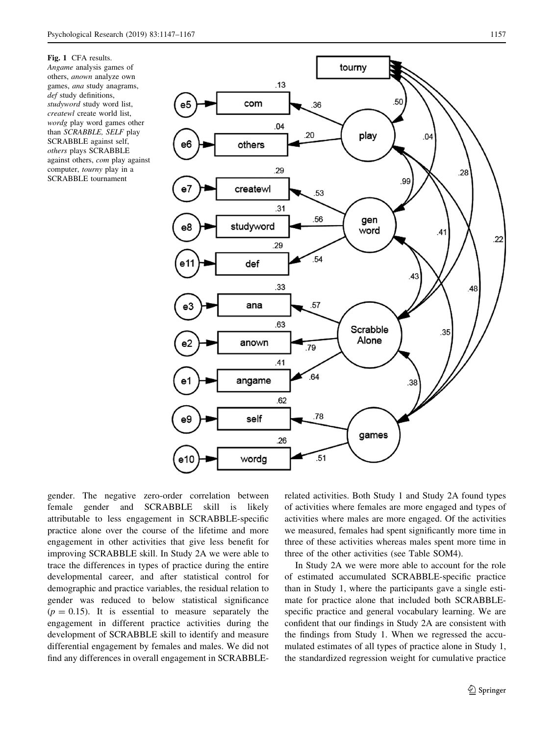**Fig. 1** CFA results. *Angame* analysis games of others, *anown* analyze own games, *ana* study anagrams, *def* study definitions, *studyword* study word list, *createwl* create world list, *wordg* play word games other than *SCRABBLE, SELF* play SCRABBLE against self, *others* plays SCRABBLE against others, *com* play against computer, *tourny* play in a SCRABBLE tournament

gender. The negative zero-order correlation between female gender and SCRABBLE skill is likely attributable to less engagement in SCRABBLE-specific practice alone over the course of the lifetime and more engagement in other activities that give less benefit for improving SCRABBLE skill. In Study 2A we were able to trace the differences in types of practice during the entire developmental career, and after statistical control for demographic and practice variables, the residual relation to gender was reduced to below statistical significance ($p = 0.15$). It is essential to measure separately the engagement in different practice activities during the development of SCRABBLE skill to identify and measure differential engagement by females and males. We did not find any differences in overall engagement in SCRABBLE-related activities. Both Study 1 and Study 2A found types of activities where females are more engaged and types of activities where males are more engaged. Of the activities we measured, females had spent significantly more time in three of these activities whereas males spent more time in three of the other activities (see Table SOM4).

In Study 2A we were more able to account for the role of estimated accumulated SCRABBLE-specific practice than in Study 1, where the participants gave a single estimate for practice alone that included both SCRABBLE-specific practice and general vocabulary learning. We are confident that our findings in Study 2A are consistent with the findings from Study 1. When we regressed the accumulated estimates of all types of practice alone in Study 1, the standardized regression weight for cumulative practice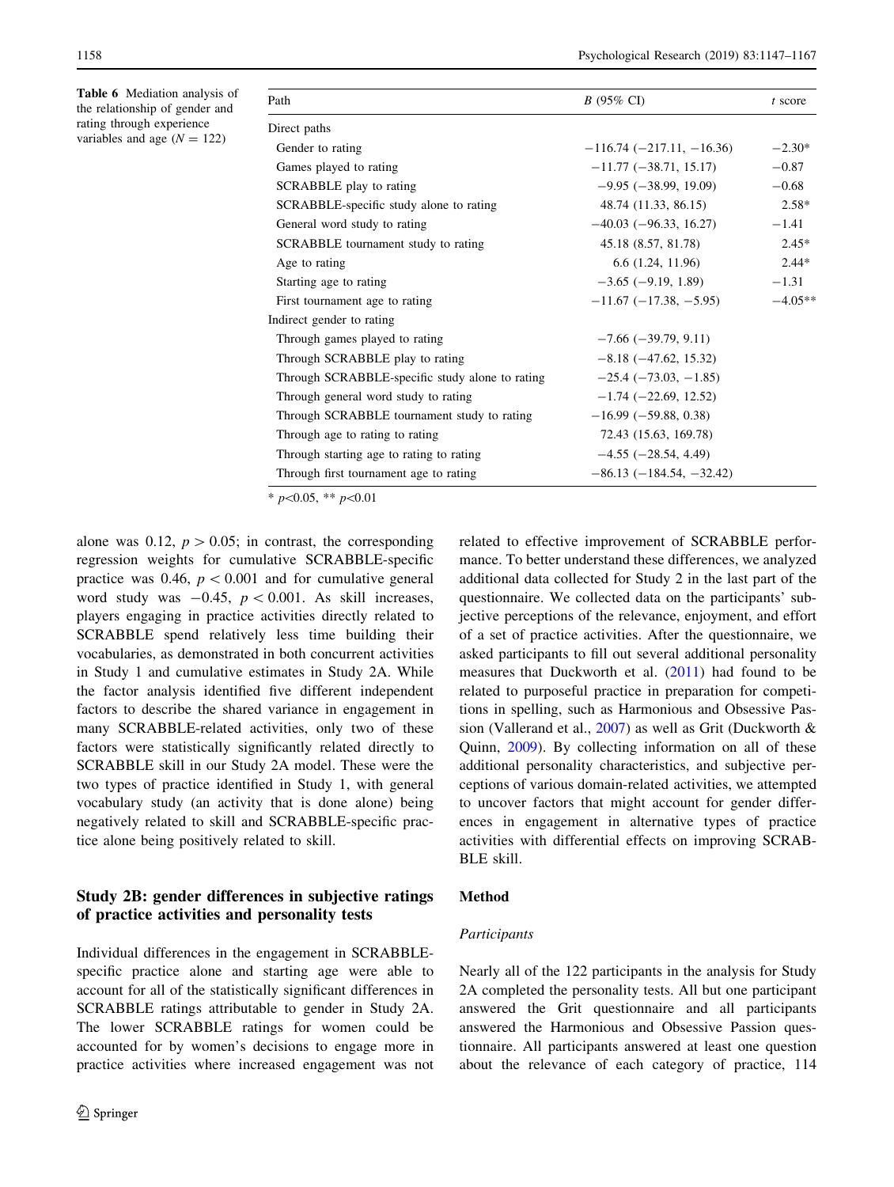**Table 6** Mediation analysis of the relationship of gender and rating through experience variables and age ($N = 122$)

| Path | B (95% CI) | t score |
|---|---|---|
| Direct paths | | |
| Gender to rating | −116.74 (−217.11, −16.36) | −2.30* |
| Games played to rating | −11.77 (−38.71, 15.17) | −0.87 |
| SCRABBLE play to rating | −9.95 (−38.99, 19.09) | −0.68 |
| SCRABBLE-specific study alone to rating | 48.74 (11.33, 86.15) | 2.58* |
| General word study to rating | −40.03 (−96.33, 16.27) | −1.41 |
| SCRABBLE tournament study to rating | 45.18 (8.57, 81.78) | 2.45* |
| Age to rating | 6.6 (1.24, 11.96) | 2.44* |
| Starting age to rating | −3.65 (−9.19, 1.89) | −1.31 |
| First tournament age to rating | −11.67 (−17.38, −5.95) | −4.05** |
| Indirect gender to rating | | |
| Through games played to rating | −7.66 (−39.79, 9.11) | |
| Through SCRABBLE play to rating | −8.18 (−47.62, 15.32) | |
| Through SCRABBLE-specific study alone to rating | −25.4 (−73.03, −1.85) | |
| Through general word study to rating | −1.74 (−22.69, 12.52) | |
| Through SCRABBLE tournament study to rating | −16.99 (−59.88, 0.38) | |
| Through age to rating to rating | 72.43 (15.63, 169.78) | |
| Through starting age to rating to rating | −4.55 (−28.54, 4.49) | |
| Through first tournament age to rating | −86.13 (−184.54, −32.42) | |

* $p<0.05$, ** $p<0.01$

alone was 0.12, $p > 0.05$; in contrast, the corresponding regression weights for cumulative SCRABBLE-specific practice was 0.46, $p < 0.001$ and for cumulative general word study was −0.45, $p < 0.001$. As skill increases, players engaging in practice activities directly related to SCRABBLE spend relatively less time building their vocabularies, as demonstrated in both concurrent activities in Study 1 and cumulative estimates in Study 2A. While the factor analysis identified five different independent factors to describe the shared variance in engagement in many SCRABBLE-related activities, only two of these factors were statistically significantly related directly to SCRABBLE skill in our Study 2A model. These were the two types of practice identified in Study 1, with general vocabulary study (an activity that is done alone) being negatively related to skill and SCRABBLE-specific practice alone being positively related to skill.

## Study 2B: gender differences in subjective ratings of practice activities and personality tests

Individual differences in the engagement in SCRABBLE-specific practice alone and starting age were able to account for all of the statistically significant differences in SCRABBLE ratings attributable to gender in Study 2A. The lower SCRABBLE ratings for women could be accounted for by women's decisions to engage more in practice activities where increased engagement was not related to effective improvement of SCRABBLE performance. To better understand these differences, we analyzed additional data collected for Study 2 in the last part of the questionnaire. We collected data on the participants' subjective perceptions of the relevance, enjoyment, and effort of a set of practice activities. After the questionnaire, we asked participants to fill out several additional personality measures that Duckworth et al. (2011) had found to be related to purposeful practice in preparation for competitions in spelling, such as Harmonious and Obsessive Passion (Vallerand et al., 2007) as well as Grit (Duckworth & Quinn, 2009). By collecting information on all of these additional personality characteristics, and subjective perceptions of various domain-related activities, we attempted to uncover factors that might account for gender differences in engagement in alternative types of practice activities with differential effects on improving SCRABBLE skill.

### Method

#### *Participants*

Nearly all of the 122 participants in the analysis for Study 2A completed the personality tests. All but one participant answered the Grit questionnaire and all participants answered the Harmonious and Obsessive Passion questionnaire. All participants answered at least one question about the relevance of each category of practice, 114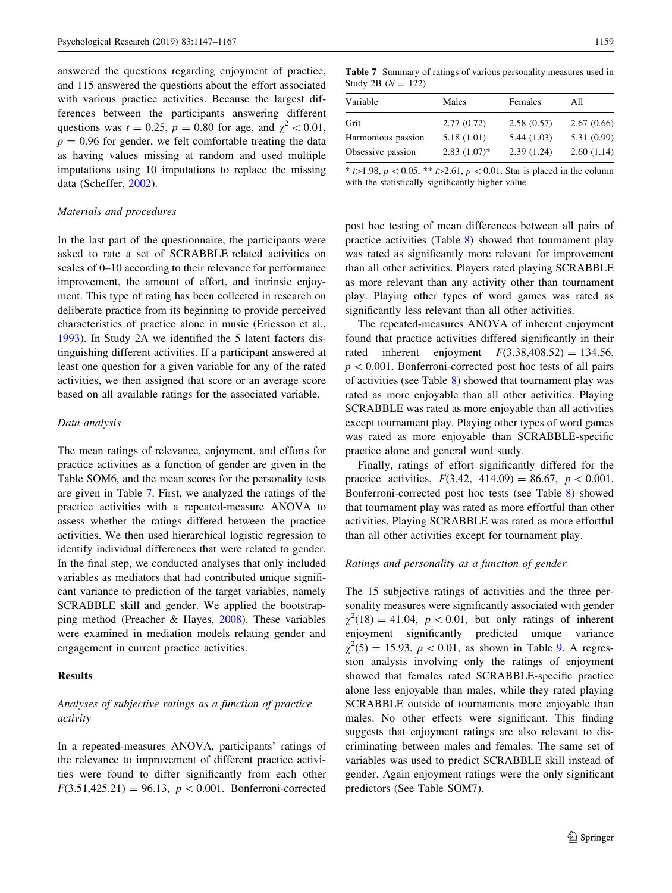answered the questions regarding enjoyment of practice, and 115 answered the questions about the effort associated with various practice activities. Because the largest differences between the participants answering different questions was $t = 0.25$, $p = 0.80$ for age, and $\chi^2 < 0.01$, $p = 0.96$ for gender, we felt comfortable treating the data as having values missing at random and used multiple imputations using 10 imputations to replace the missing data (Scheffer, 2002).

*Materials and procedures*

In the last part of the questionnaire, the participants were asked to rate a set of SCRABBLE related activities on scales of 0–10 according to their relevance for performance improvement, the amount of effort, and intrinsic enjoyment. This type of rating has been collected in research on deliberate practice from its beginning to provide perceived characteristics of practice alone in music (Ericsson et al., 1993). In Study 2A we identified the 5 latent factors distinguishing different activities. If a participant answered at least one question for a given variable for any of the rated activities, we then assigned that score or an average score based on all available ratings for the associated variable.

*Data analysis*

The mean ratings of relevance, enjoyment, and efforts for practice activities as a function of gender are given in the Table SOM6, and the mean scores for the personality tests are given in Table 7. First, we analyzed the ratings of the practice activities with a repeated-measure ANOVA to assess whether the ratings differed between the practice activities. We then used hierarchical logistic regression to identify individual differences that were related to gender. In the final step, we conducted analyses that only included variables as mediators that had contributed unique significant variance to prediction of the target variables, namely SCRABBLE skill and gender. We applied the bootstrapping method (Preacher & Hayes, 2008). These variables were examined in mediation models relating gender and engagement in current practice activities.

## Results

*Analyses of subjective ratings as a function of practice activity*

In a repeated-measures ANOVA, participants' ratings of the relevance to improvement of different practice activities were found to differ significantly from each other $F(3.51,425.21) = 96.13$, $p < 0.001$. Bonferroni-corrected post hoc testing of mean differences between all pairs of practice activities (Table 8) showed that tournament play was rated as significantly more relevant for improvement than all other activities. Players rated playing SCRABBLE as more relevant than any activity other than tournament play. Playing other types of word games was rated as significantly less relevant than all other activities.

**Table 7** Summary of ratings of various personality measures used in Study 2B ($N = 122$)

| Variable | Males | Females | All |
|---|---|---|---|
| Grit | 2.77 (0.72) | 2.58 (0.57) | 2.67 (0.66) |
| Harmonious passion | 5.18 (1.01) | 5.44 (1.03) | 5.31 (0.99) |
| Obsessive passion | 2.83 (1.07)* | 2.39 (1.24) | 2.60 (1.14) |

* $t$>1.98, $p < 0.05$, ** $t$>2.61, $p < 0.01$. Star is placed in the column with the statistically significantly higher value

The repeated-measures ANOVA of inherent enjoyment found that practice activities differed significantly in their rated inherent enjoyment $F(3.38,408.52) = 134.56$, $p < 0.001$. Bonferroni-corrected post hoc tests of all pairs of activities (see Table 8) showed that tournament play was rated as more enjoyable than all other activities. Playing SCRABBLE was rated as more enjoyable than all activities except tournament play. Playing other types of word games was rated as more enjoyable than SCRABBLE-specific practice alone and general word study.

Finally, ratings of effort significantly differed for the practice activities, $F(3.42,\ 414.09) = 86.67$, $p < 0.001$. Bonferroni-corrected post hoc tests (see Table 8) showed that tournament play was rated as more effortful than other activities. Playing SCRABBLE was rated as more effortful than all other activities except for tournament play.

*Ratings and personality as a function of gender*

The 15 subjective ratings of activities and the three personality measures were significantly associated with gender $\chi^2(18) = 41.04$, $p < 0.01$, but only ratings of inherent enjoyment significantly predicted unique variance $\chi^2(5) = 15.93$, $p < 0.01$, as shown in Table 9. A regression analysis involving only the ratings of enjoyment showed that females rated SCRABBLE-specific practice alone less enjoyable than males, while they rated playing SCRABBLE outside of tournaments more enjoyable than males. No other effects were significant. This finding suggests that enjoyment ratings are also relevant to discriminating between males and females. The same set of variables was used to predict SCRABBLE skill instead of gender. Again enjoyment ratings were the only significant predictors (See Table SOM7).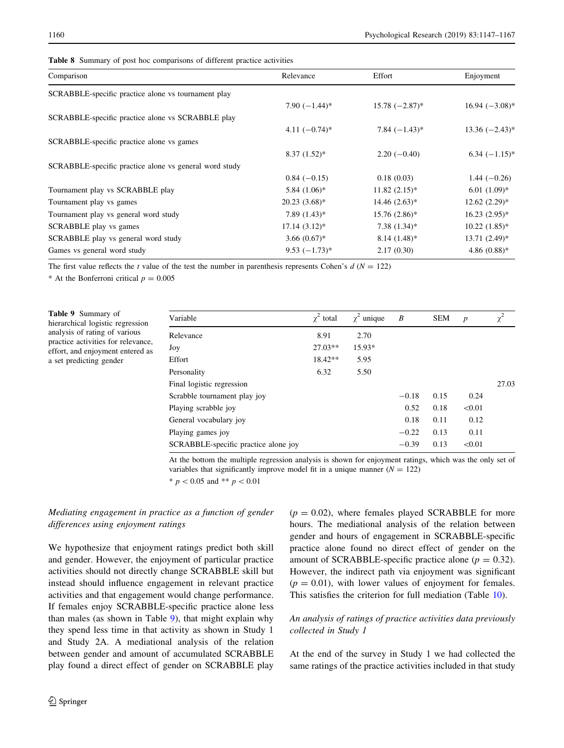**Table 8** Summary of post hoc comparisons of different practice activities

| Comparison | Relevance | Effort | Enjoyment |
|---|---|---|---|
| SCRABBLE-specific practice alone vs tournament play | 7.90 (−1.44)* | 15.78 (−2.87)* | 16.94 (−3.08)* |
| SCRABBLE-specific practice alone vs SCRABBLE play | 4.11 (−0.74)* | 7.84 (−1.43)* | 13.36 (−2.43)* |
| SCRABBLE-specific practice alone vs games | 8.37 (1.52)* | 2.20 (−0.40) | 6.34 (−1.15)* |
| SCRABBLE-specific practice alone vs general word study | 0.84 (−0.15) | 0.18 (0.03) | 1.44 (−0.26) |
| Tournament play vs SCRABBLE play | 5.84 (1.06)* | 11.82 (2.15)* | 6.01 (1.09)* |
| Tournament play vs games | 20.23 (3.68)* | 14.46 (2.63)* | 12.62 (2.29)* |
| Tournament play vs general word study | 7.89 (1.43)* | 15.76 (2.86)* | 16.23 (2.95)* |
| SCRABBLE play vs games | 17.14 (3.12)* | 7.38 (1.34)* | 10.22 (1.85)* |
| SCRABBLE play vs general word study | 3.66 (0.67)* | 8.14 (1.48)* | 13.71 (2.49)* |
| Games vs general word study | 9.53 (−1.73)* | 2.17 (0.30) | 4.86 (0.88)* |

The first value reflects the $t$ value of the test the number in parenthesis represents Cohen's $d$ ($N = 122$)

* At the Bonferroni critical $p = 0.005$

**Table 9** Summary of hierarchical logistic regression analysis of rating of various practice activities for relevance, effort, and enjoyment entered as a set predicting gender

| Variable | $\chi^2$ total | $\chi^2$ unique | $B$ | SEM | $p$ | $\chi^2$ |
|---|---|---|---|---|---|---|
| Relevance | 8.91 | 2.70 | | | | |
| Joy | 27.03** | 15.93* | | | | |
| Effort | 18.42** | 5.95 | | | | |
| Personality | 6.32 | 5.50 | | | | |
| Final logistic regression | | | | | | 27.03 |
| Scrabble tournament play joy | | | −0.18 | 0.15 | 0.24 | |
| Playing scrabble joy | | | 0.52 | 0.18 | <0.01 | |
| General vocabulary joy | | | 0.18 | 0.11 | 0.12 | |
| Playing games joy | | | −0.22 | 0.13 | 0.11 | |
| SCRABBLE-specific practice alone joy | | | −0.39 | 0.13 | <0.01 | |

At the bottom the multiple regression analysis is shown for enjoyment ratings, which was the only set of variables that significantly improve model fit in a unique manner ($N = 122$)

* $p < 0.05$ and ** $p < 0.01$

### *Mediating engagement in practice as a function of gender differences using enjoyment ratings*

We hypothesize that enjoyment ratings predict both skill and gender. However, the enjoyment of particular practice activities should not directly change SCRABBLE skill but instead should influence engagement in relevant practice activities and that engagement would change performance. If females enjoy SCRABBLE-specific practice alone less than males (as shown in Table 9), that might explain why they spend less time in that activity as shown in Study 1 and Study 2A. A mediational analysis of the relation between gender and amount of accumulated SCRABBLE play found a direct effect of gender on SCRABBLE play ($p = 0.02$), where females played SCRABBLE for more hours. The mediational analysis of the relation between gender and hours of engagement in SCRABBLE-specific practice alone found no direct effect of gender on the amount of SCRABBLE-specific practice alone ($p = 0.32$). However, the indirect path via enjoyment was significant ($p = 0.01$), with lower values of enjoyment for females. This satisfies the criterion for full mediation (Table 10).

### *An analysis of ratings of practice activities data previously collected in Study 1*

At the end of the survey in Study 1 we had collected the same ratings of the practice activities included in that study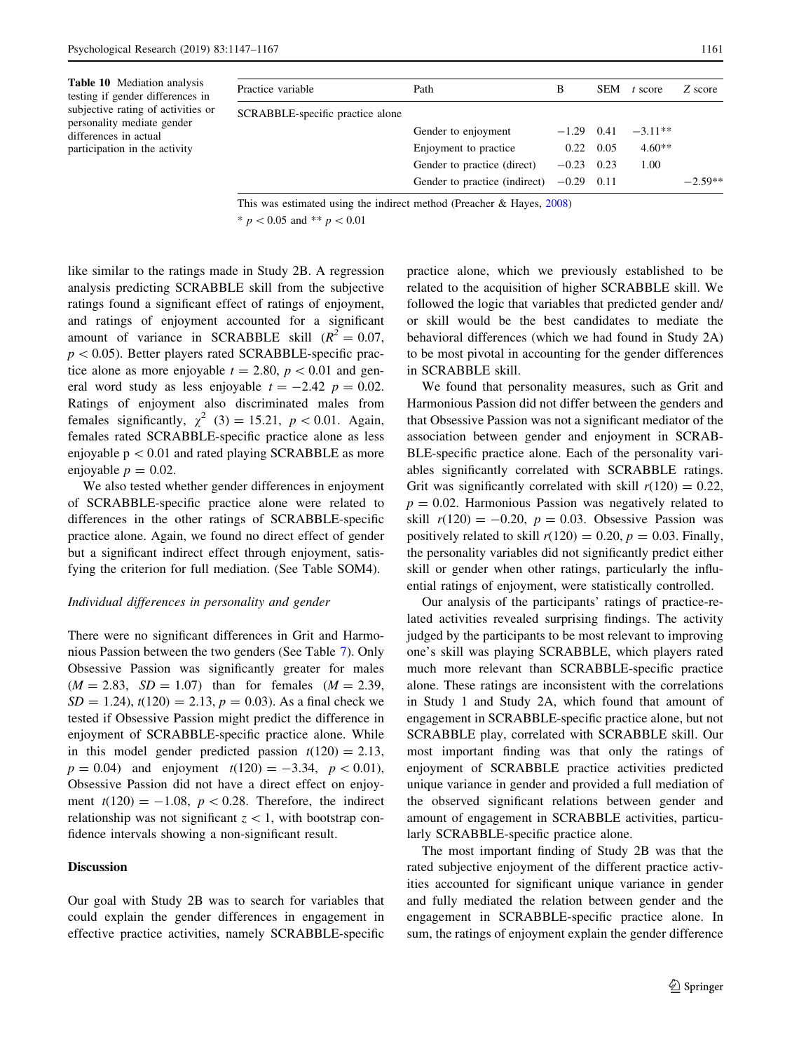**Table 10** Mediation analysis testing if gender differences in subjective rating of activities or personality mediate gender differences in actual participation in the activity

| Practice variable | Path | B | SEM | t score | Z score |
|---|---|---|---|---|---|
| SCRABBLE-specific practice alone | | | | | |
| | Gender to enjoyment | −1.29 | 0.41 | −3.11** | |
| | Enjoyment to practice | 0.22 | 0.05 | 4.60** | |
| | Gender to practice (direct) | −0.23 | 0.23 | 1.00 | |
| | Gender to practice (indirect) | −0.29 | 0.11 | | −2.59** |

This was estimated using the indirect method (Preacher & Hayes, 2008)

* $p < 0.05$ and ** $p < 0.01$

like similar to the ratings made in Study 2B. A regression analysis predicting SCRABBLE skill from the subjective ratings found a significant effect of ratings of enjoyment, and ratings of enjoyment accounted for a significant amount of variance in SCRABBLE skill ($R^2 = 0.07$, $p < 0.05$). Better players rated SCRABBLE-specific practice alone as more enjoyable $t = 2.80$, $p < 0.01$ and general word study as less enjoyable $t = -2.42$ $p = 0.02$. Ratings of enjoyment also discriminated males from females significantly, $\chi^2$ (3) = 15.21, $p < 0.01$. Again, females rated SCRABBLE-specific practice alone as less enjoyable $p < 0.01$ and rated playing SCRABBLE as more enjoyable $p = 0.02$.

We also tested whether gender differences in enjoyment of SCRABBLE-specific practice alone were related to differences in the other ratings of SCRABBLE-specific practice alone. Again, we found no direct effect of gender but a significant indirect effect through enjoyment, satisfying the criterion for full mediation. (See Table SOM4).

*Individual differences in personality and gender*

There were no significant differences in Grit and Harmonious Passion between the two genders (See Table 7). Only Obsessive Passion was significantly greater for males ($M = 2.83$, $SD = 1.07$) than for females ($M = 2.39$, $SD = 1.24$), $t(120) = 2.13$, $p = 0.03$). As a final check we tested if Obsessive Passion might predict the difference in enjoyment of SCRABBLE-specific practice alone. While in this model gender predicted passion $t(120) = 2.13$, $p = 0.04$) and enjoyment $t(120) = -3.34$, $p < 0.01$), Obsessive Passion did not have a direct effect on enjoyment $t(120) = -1.08$, $p < 0.28$. Therefore, the indirect relationship was not significant $z < 1$, with bootstrap confidence intervals showing a non-significant result.

### Discussion

Our goal with Study 2B was to search for variables that could explain the gender differences in engagement in effective practice activities, namely SCRABBLE-specific practice alone, which we previously established to be related to the acquisition of higher SCRABBLE skill. We followed the logic that variables that predicted gender and/or skill would be the best candidates to mediate the behavioral differences (which we had found in Study 2A) to be most pivotal in accounting for the gender differences in SCRABBLE skill.

We found that personality measures, such as Grit and Harmonious Passion did not differ between the genders and that Obsessive Passion was not a significant mediator of the association between gender and enjoyment in SCRABBLE-specific practice alone. Each of the personality variables significantly correlated with SCRABBLE ratings. Grit was significantly correlated with skill $r(120) = 0.22$, $p = 0.02$. Harmonious Passion was negatively related to skill $r(120) = -0.20$, $p = 0.03$. Obsessive Passion was positively related to skill $r(120) = 0.20$, $p = 0.03$. Finally, the personality variables did not significantly predict either skill or gender when other ratings, particularly the influential ratings of enjoyment, were statistically controlled.

Our analysis of the participants' ratings of practice-related activities revealed surprising findings. The activity judged by the participants to be most relevant to improving one's skill was playing SCRABBLE, which players rated much more relevant than SCRABBLE-specific practice alone. These ratings are inconsistent with the correlations in Study 1 and Study 2A, which found that amount of engagement in SCRABBLE-specific practice alone, but not SCRABBLE play, correlated with SCRABBLE skill. Our most important finding was that only the ratings of enjoyment of SCRABBLE practice activities predicted unique variance in gender and provided a full mediation of the observed significant relations between gender and amount of engagement in SCRABBLE activities, particularly SCRABBLE-specific practice alone.

The most important finding of Study 2B was that the rated subjective enjoyment of the different practice activities accounted for significant unique variance in gender and fully mediated the relation between gender and the engagement in SCRABBLE-specific practice alone. In sum, the ratings of enjoyment explain the gender difference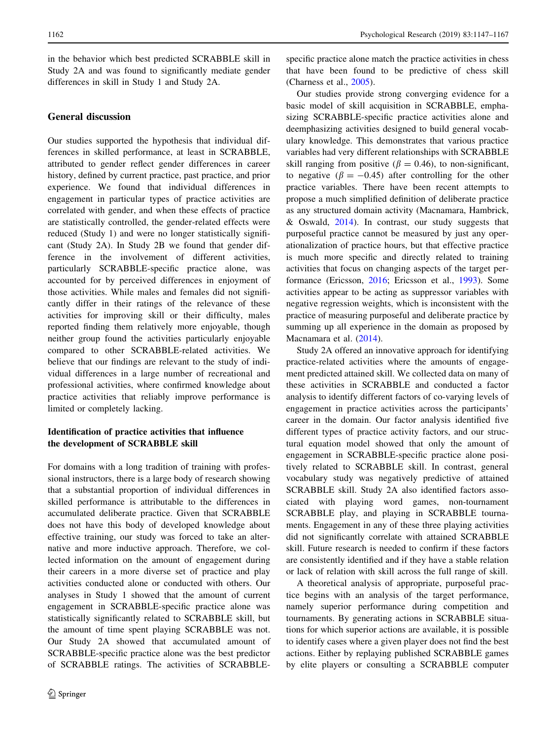in the behavior which best predicted SCRABBLE skill in Study 2A and was found to significantly mediate gender differences in skill in Study 1 and Study 2A.

## General discussion

Our studies supported the hypothesis that individual differences in skilled performance, at least in SCRABBLE, attributed to gender reflect gender differences in career history, defined by current practice, past practice, and prior experience. We found that individual differences in engagement in particular types of practice activities are correlated with gender, and when these effects of practice are statistically controlled, the gender-related effects were reduced (Study 1) and were no longer statistically significant (Study 2A). In Study 2B we found that gender difference in the involvement of different activities, particularly SCRABBLE-specific practice alone, was accounted for by perceived differences in enjoyment of those activities. While males and females did not significantly differ in their ratings of the relevance of these activities for improving skill or their difficulty, males reported finding them relatively more enjoyable, though neither group found the activities particularly enjoyable compared to other SCRABBLE-related activities. We believe that our findings are relevant to the study of individual differences in a large number of recreational and professional activities, where confirmed knowledge about practice activities that reliably improve performance is limited or completely lacking.

### Identification of practice activities that influence the development of SCRABBLE skill

For domains with a long tradition of training with professional instructors, there is a large body of research showing that a substantial proportion of individual differences in skilled performance is attributable to the differences in accumulated deliberate practice. Given that SCRABBLE does not have this body of developed knowledge about effective training, our study was forced to take an alternative and more inductive approach. Therefore, we collected information on the amount of engagement during their careers in a more diverse set of practice and play activities conducted alone or conducted with others. Our analyses in Study 1 showed that the amount of current engagement in SCRABBLE-specific practice alone was statistically significantly related to SCRABBLE skill, but the amount of time spent playing SCRABBLE was not. Our Study 2A showed that accumulated amount of SCRABBLE-specific practice alone was the best predictor of SCRABBLE ratings. The activities of SCRABBLE-specific practice alone match the practice activities in chess that have been found to be predictive of chess skill (Charness et al., 2005).

Our studies provide strong converging evidence for a basic model of skill acquisition in SCRABBLE, emphasizing SCRABBLE-specific practice activities alone and deemphasizing activities designed to build general vocabulary knowledge. This demonstrates that various practice variables had very different relationships with SCRABBLE skill ranging from positive ($\beta = 0.46$), to non-significant, to negative ($\beta = -0.45$) after controlling for the other practice variables. There have been recent attempts to propose a much simplified definition of deliberate practice as any structured domain activity (Macnamara, Hambrick, & Oswald, 2014). In contrast, our study suggests that purposeful practice cannot be measured by just any operationalization of practice hours, but that effective practice is much more specific and directly related to training activities that focus on changing aspects of the target performance (Ericsson, 2016; Ericsson et al., 1993). Some activities appear to be acting as suppressor variables with negative regression weights, which is inconsistent with the practice of measuring purposeful and deliberate practice by summing up all experience in the domain as proposed by Macnamara et al. (2014).

Study 2A offered an innovative approach for identifying practice-related activities where the amounts of engagement predicted attained skill. We collected data on many of these activities in SCRABBLE and conducted a factor analysis to identify different factors of co-varying levels of engagement in practice activities across the participants' career in the domain. Our factor analysis identified five different types of practice activity factors, and our structural equation model showed that only the amount of engagement in SCRABBLE-specific practice alone positively related to SCRABBLE skill. In contrast, general vocabulary study was negatively predictive of attained SCRABBLE skill. Study 2A also identified factors associated with playing word games, non-tournament SCRABBLE play, and playing in SCRABBLE tournaments. Engagement in any of these three playing activities did not significantly correlate with attained SCRABBLE skill. Future research is needed to confirm if these factors are consistently identified and if they have a stable relation or lack of relation with skill across the full range of skill.

A theoretical analysis of appropriate, purposeful practice begins with an analysis of the target performance, namely superior performance during competition and tournaments. By generating actions in SCRABBLE situations for which superior actions are available, it is possible to identify cases where a given player does not find the best actions. Either by replaying published SCRABBLE games by elite players or consulting a SCRABBLE computer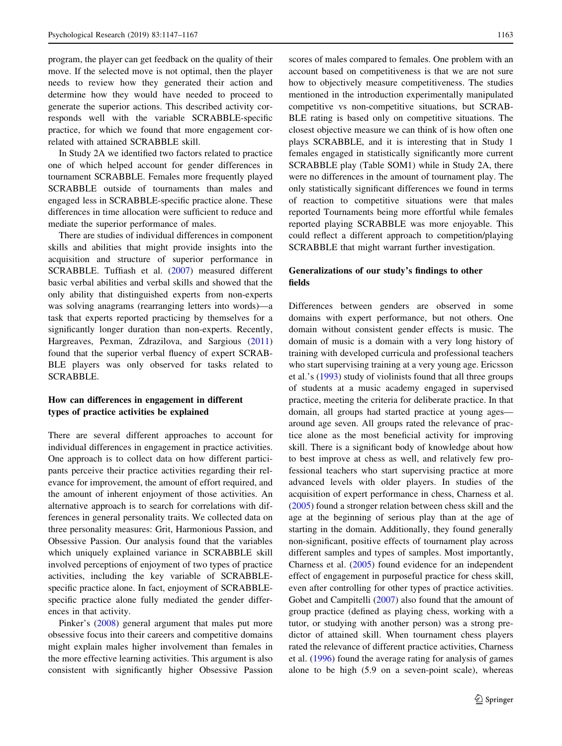program, the player can get feedback on the quality of their move. If the selected move is not optimal, then the player needs to review how they generated their action and determine how they would have needed to proceed to generate the superior actions. This described activity corresponds well with the variable SCRABBLE-specific practice, for which we found that more engagement correlated with attained SCRABBLE skill.

In Study 2A we identified two factors related to practice one of which helped account for gender differences in tournament SCRABBLE. Females more frequently played SCRABBLE outside of tournaments than males and engaged less in SCRABBLE-specific practice alone. These differences in time allocation were sufficient to reduce and mediate the superior performance of males.

There are studies of individual differences in component skills and abilities that might provide insights into the acquisition and structure of superior performance in SCRABBLE. Tuffiash et al. (2007) measured different basic verbal abilities and verbal skills and showed that the only ability that distinguished experts from non-experts was solving anagrams (rearranging letters into words)—a task that experts reported practicing by themselves for a significantly longer duration than non-experts. Recently, Hargreaves, Pexman, Zdrazilova, and Sargious (2011) found that the superior verbal fluency of expert SCRABBLE players was only observed for tasks related to SCRABBLE.

### How can differences in engagement in different types of practice activities be explained

There are several different approaches to account for individual differences in engagement in practice activities. One approach is to collect data on how different participants perceive their practice activities regarding their relevance for improvement, the amount of effort required, and the amount of inherent enjoyment of those activities. An alternative approach is to search for correlations with differences in general personality traits. We collected data on three personality measures: Grit, Harmonious Passion, and Obsessive Passion. Our analysis found that the variables which uniquely explained variance in SCRABBLE skill involved perceptions of enjoyment of two types of practice activities, including the key variable of SCRABBLE-specific practice alone. In fact, enjoyment of SCRABBLE-specific practice alone fully mediated the gender differences in that activity.

Pinker's (2008) general argument that males put more obsessive focus into their careers and competitive domains might explain males higher involvement than females in the more effective learning activities. This argument is also consistent with significantly higher Obsessive Passion scores of males compared to females. One problem with an account based on competitiveness is that we are not sure how to objectively measure competitiveness. The studies mentioned in the introduction experimentally manipulated competitive vs non-competitive situations, but SCRABBLE rating is based only on competitive situations. The closest objective measure we can think of is how often one plays SCRABBLE, and it is interesting that in Study 1 females engaged in statistically significantly more current SCRABBLE play (Table SOM1) while in Study 2A, there were no differences in the amount of tournament play. The only statistically significant differences we found in terms of reaction to competitive situations were that males reported Tournaments being more effortful while females reported playing SCRABBLE was more enjoyable. This could reflect a different approach to competition/playing SCRABBLE that might warrant further investigation.

### Generalizations of our study's findings to other fields

Differences between genders are observed in some domains with expert performance, but not others. One domain without consistent gender effects is music. The domain of music is a domain with a very long history of training with developed curricula and professional teachers who start supervising training at a very young age. Ericsson et al.'s (1993) study of violinists found that all three groups of students at a music academy engaged in supervised practice, meeting the criteria for deliberate practice. In that domain, all groups had started practice at young ages—around age seven. All groups rated the relevance of practice alone as the most beneficial activity for improving skill. There is a significant body of knowledge about how to best improve at chess as well, and relatively few professional teachers who start supervising practice at more advanced levels with older players. In studies of the acquisition of expert performance in chess, Charness et al. (2005) found a stronger relation between chess skill and the age at the beginning of serious play than at the age of starting in the domain. Additionally, they found generally non-significant, positive effects of tournament play across different samples and types of samples. Most importantly, Charness et al. (2005) found evidence for an independent effect of engagement in purposeful practice for chess skill, even after controlling for other types of practice activities. Gobet and Campitelli (2007) also found that the amount of group practice (defined as playing chess, working with a tutor, or studying with another person) was a strong predictor of attained skill. When tournament chess players rated the relevance of different practice activities, Charness et al. (1996) found the average rating for analysis of games alone to be high (5.9 on a seven-point scale), whereas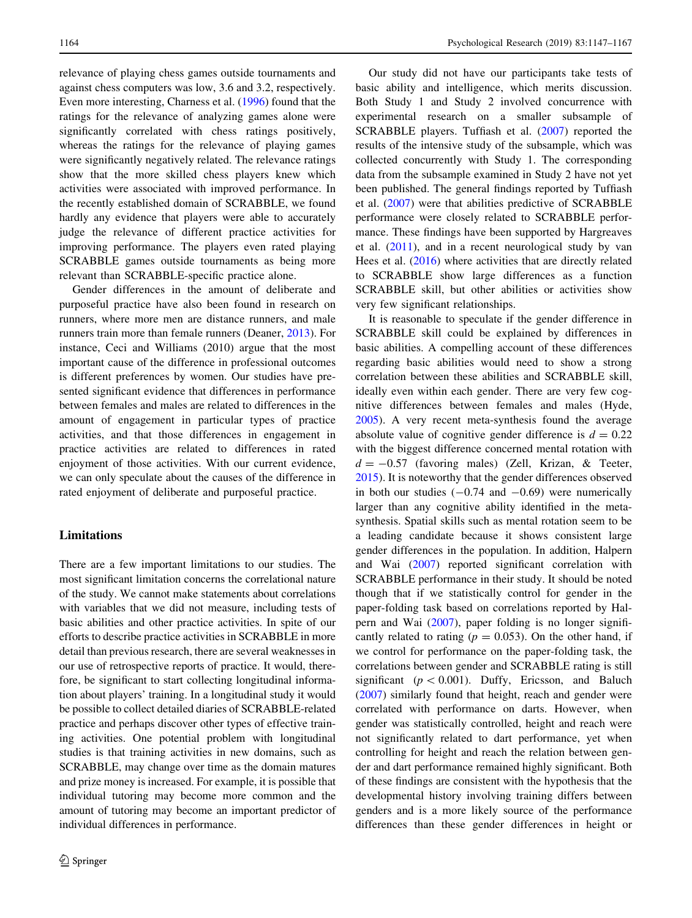relevance of playing chess games outside tournaments and against chess computers was low, 3.6 and 3.2, respectively. Even more interesting, Charness et al. (1996) found that the ratings for the relevance of analyzing games alone were significantly correlated with chess ratings positively, whereas the ratings for the relevance of playing games were significantly negatively related. The relevance ratings show that the more skilled chess players knew which activities were associated with improved performance. In the recently established domain of SCRABBLE, we found hardly any evidence that players were able to accurately judge the relevance of different practice activities for improving performance. The players even rated playing SCRABBLE games outside tournaments as being more relevant than SCRABBLE-specific practice alone.

Gender differences in the amount of deliberate and purposeful practice have also been found in research on runners, where more men are distance runners, and male runners train more than female runners (Deaner, 2013). For instance, Ceci and Williams (2010) argue that the most important cause of the difference in professional outcomes is different preferences by women. Our studies have presented significant evidence that differences in performance between females and males are related to differences in the amount of engagement in particular types of practice activities, and that those differences in engagement in practice activities are related to differences in rated enjoyment of those activities. With our current evidence, we can only speculate about the causes of the difference in rated enjoyment of deliberate and purposeful practice.

## Limitations

There are a few important limitations to our studies. The most significant limitation concerns the correlational nature of the study. We cannot make statements about correlations with variables that we did not measure, including tests of basic abilities and other practice activities. In spite of our efforts to describe practice activities in SCRABBLE in more detail than previous research, there are several weaknesses in our use of retrospective reports of practice. It would, therefore, be significant to start collecting longitudinal information about players' training. In a longitudinal study it would be possible to collect detailed diaries of SCRABBLE-related practice and perhaps discover other types of effective training activities. One potential problem with longitudinal studies is that training activities in new domains, such as SCRABBLE, may change over time as the domain matures and prize money is increased. For example, it is possible that individual tutoring may become more common and the amount of tutoring may become an important predictor of individual differences in performance.

Our study did not have our participants take tests of basic ability and intelligence, which merits discussion. Both Study 1 and Study 2 involved concurrence with experimental research on a smaller subsample of SCRABBLE players. Tuffiash et al. (2007) reported the results of the intensive study of the subsample, which was collected concurrently with Study 1. The corresponding data from the subsample examined in Study 2 have not yet been published. The general findings reported by Tuffiash et al. (2007) were that abilities predictive of SCRABBLE performance were closely related to SCRABBLE performance. These findings have been supported by Hargreaves et al. (2011), and in a recent neurological study by van Hees et al. (2016) where activities that are directly related to SCRABBLE show large differences as a function SCRABBLE skill, but other abilities or activities show very few significant relationships.

It is reasonable to speculate if the gender difference in SCRABBLE skill could be explained by differences in basic abilities. A compelling account of these differences regarding basic abilities would need to show a strong correlation between these abilities and SCRABBLE skill, ideally even within each gender. There are very few cognitive differences between females and males (Hyde, 2005). A very recent meta-synthesis found the average absolute value of cognitive gender difference is $d = 0.22$ with the biggest difference concerned mental rotation with $d = -0.57$ (favoring males) (Zell, Krizan, & Teeter, 2015). It is noteworthy that the gender differences observed in both our studies ($-0.74$ and $-0.69$) were numerically larger than any cognitive ability identified in the meta-synthesis. Spatial skills such as mental rotation seem to be a leading candidate because it shows consistent large gender differences in the population. In addition, Halpern and Wai (2007) reported significant correlation with SCRABBLE performance in their study. It should be noted though that if we statistically control for gender in the paper-folding task based on correlations reported by Halpern and Wai (2007), paper folding is no longer significantly related to rating ($p = 0.053$). On the other hand, if we control for performance on the paper-folding task, the correlations between gender and SCRABBLE rating is still significant ($p < 0.001$). Duffy, Ericsson, and Baluch (2007) similarly found that height, reach and gender were correlated with performance on darts. However, when gender was statistically controlled, height and reach were not significantly related to dart performance, yet when controlling for height and reach the relation between gender and dart performance remained highly significant. Both of these findings are consistent with the hypothesis that the developmental history involving training differs between genders and is a more likely source of the performance differences than these gender differences in height or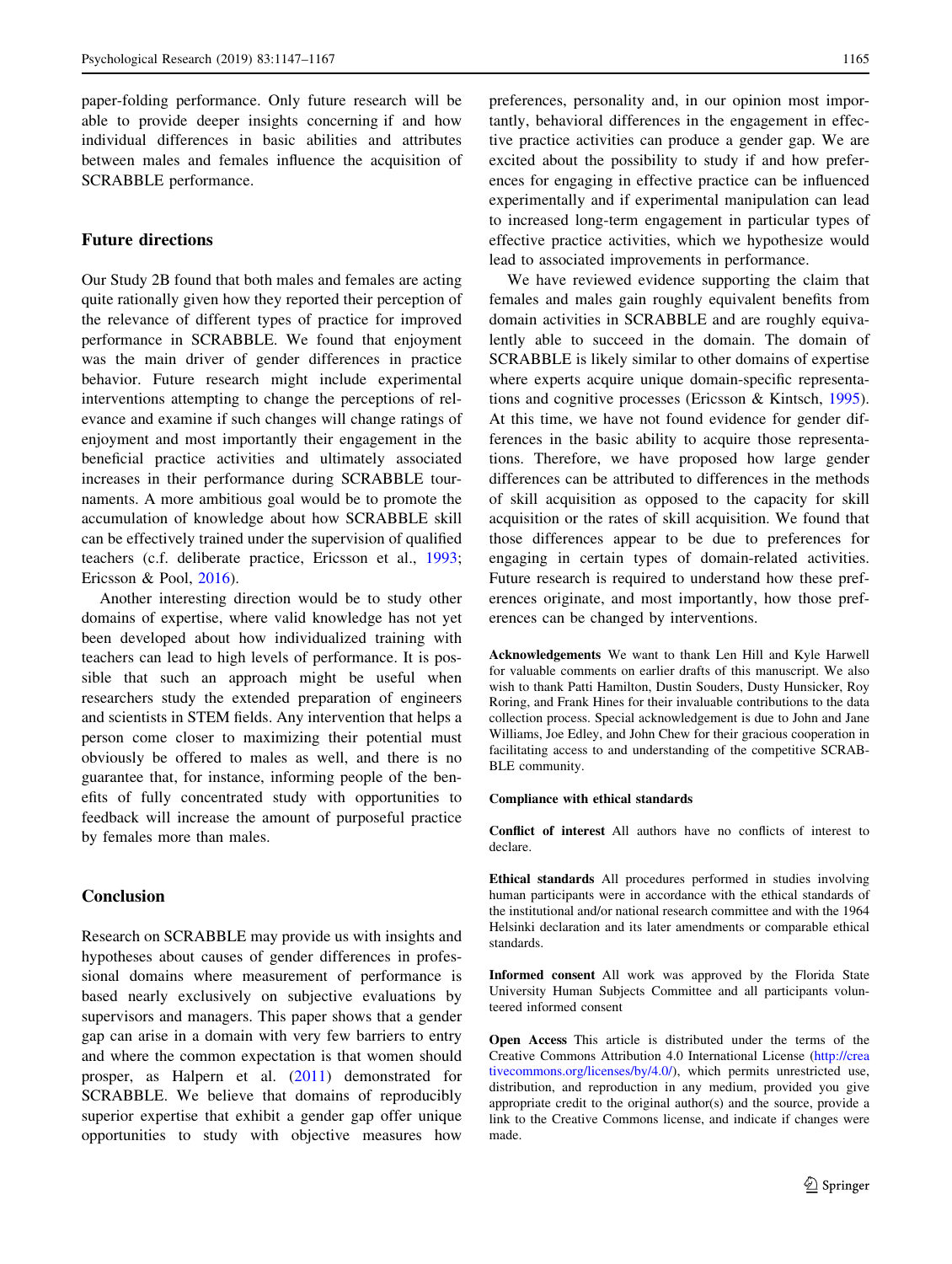paper-folding performance. Only future research will be able to provide deeper insights concerning if and how individual differences in basic abilities and attributes between males and females influence the acquisition of SCRABBLE performance.

## Future directions

Our Study 2B found that both males and females are acting quite rationally given how they reported their perception of the relevance of different types of practice for improved performance in SCRABBLE. We found that enjoyment was the main driver of gender differences in practice behavior. Future research might include experimental interventions attempting to change the perceptions of relevance and examine if such changes will change ratings of enjoyment and most importantly their engagement in the beneficial practice activities and ultimately associated increases in their performance during SCRABBLE tournaments. A more ambitious goal would be to promote the accumulation of knowledge about how SCRABBLE skill can be effectively trained under the supervision of qualified teachers (c.f. deliberate practice, Ericsson et al., 1993; Ericsson & Pool, 2016).

Another interesting direction would be to study other domains of expertise, where valid knowledge has not yet been developed about how individualized training with teachers can lead to high levels of performance. It is possible that such an approach might be useful when researchers study the extended preparation of engineers and scientists in STEM fields. Any intervention that helps a person come closer to maximizing their potential must obviously be offered to males as well, and there is no guarantee that, for instance, informing people of the benefits of fully concentrated study with opportunities to feedback will increase the amount of purposeful practice by females more than males.

## Conclusion

Research on SCRABBLE may provide us with insights and hypotheses about causes of gender differences in professional domains where measurement of performance is based nearly exclusively on subjective evaluations by supervisors and managers. This paper shows that a gender gap can arise in a domain with very few barriers to entry and where the common expectation is that women should prosper, as Halpern et al. (2011) demonstrated for SCRABBLE. We believe that domains of reproducibly superior expertise that exhibit a gender gap offer unique opportunities to study with objective measures how preferences, personality and, in our opinion most importantly, behavioral differences in the engagement in effective practice activities can produce a gender gap. We are excited about the possibility to study if and how preferences for engaging in effective practice can be influenced experimentally and if experimental manipulation can lead to increased long-term engagement in particular types of effective practice activities, which we hypothesize would lead to associated improvements in performance.

We have reviewed evidence supporting the claim that females and males gain roughly equivalent benefits from domain activities in SCRABBLE and are roughly equivalently able to succeed in the domain. The domain of SCRABBLE is likely similar to other domains of expertise where experts acquire unique domain-specific representations and cognitive processes (Ericsson & Kintsch, 1995). At this time, we have not found evidence for gender differences in the basic ability to acquire those representations. Therefore, we have proposed how large gender differences can be attributed to differences in the methods of skill acquisition as opposed to the capacity for skill acquisition or the rates of skill acquisition. We found that those differences appear to be due to preferences for engaging in certain types of domain-related activities. Future research is required to understand how these preferences originate, and most importantly, how those preferences can be changed by interventions.

**Acknowledgements** We want to thank Len Hill and Kyle Harwell for valuable comments on earlier drafts of this manuscript. We also wish to thank Patti Hamilton, Dustin Souders, Dusty Hunsicker, Roy Roring, and Frank Hines for their invaluable contributions to the data collection process. Special acknowledgement is due to John and Jane Williams, Joe Edley, and John Chew for their gracious cooperation in facilitating access to and understanding of the competitive SCRABBLE community.

**Compliance with ethical standards**

**Conflict of interest** All authors have no conflicts of interest to declare.

**Ethical standards** All procedures performed in studies involving human participants were in accordance with the ethical standards of the institutional and/or national research committee and with the 1964 Helsinki declaration and its later amendments or comparable ethical standards.

**Informed consent** All work was approved by the Florida State University Human Subjects Committee and all participants volunteered informed consent

**Open Access** This article is distributed under the terms of the Creative Commons Attribution 4.0 International License (http://creativecommons.org/licenses/by/4.0/), which permits unrestricted use, distribution, and reproduction in any medium, provided you give appropriate credit to the original author(s) and the source, provide a link to the Creative Commons license, and indicate if changes were made.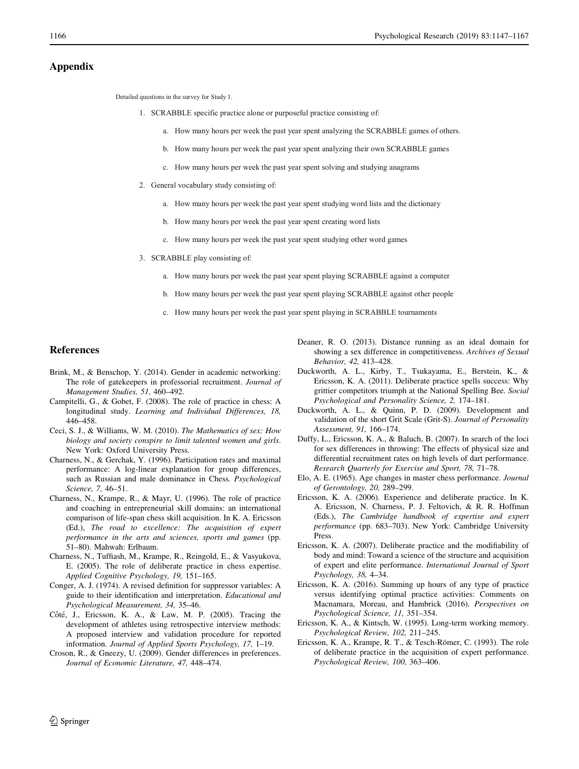## Appendix

Detailed questions in the survey for Study 1.

1. SCRABBLE specific practice alone or purposeful practice consisting of:
   a. How many hours per week the past year spent analyzing the SCRABBLE games of others.
   b. How many hours per week the past year spent analyzing their own SCRABBLE games
   c. How many hours per week the past year spent solving and studying anagrams
2. General vocabulary study consisting of:
   a. How many hours per week the past year spent studying word lists and the dictionary
   b. How many hours per week the past year spent creating word lists
   c. How many hours per week the past year spent studying other word games
3. SCRABBLE play consisting of:
   a. How many hours per week the past year spent playing SCRABBLE against a computer
   b. How many hours per week the past year spent playing SCRABBLE against other people
   c. How many hours per week the past year spent playing in SCRABBLE tournaments

## References

Brink, M., & Benschop, Y. (2014). Gender in academic networking: The role of gatekeepers in professorial recruitment. *Journal of Management Studies, 51,* 460–492.

Campitelli, G., & Gobet, F. (2008). The role of practice in chess: A longitudinal study. *Learning and Individual Differences, 18,* 446–458.

Ceci, S. J., & Williams, W. M. (2010). *The Mathematics of sex: How biology and society conspire to limit talented women and girls*. New York: Oxford University Press.

Charness, N., & Gerchak, Y. (1996). Participation rates and maximal performance: A log-linear explanation for group differences, such as Russian and male dominance in Chess. *Psychological Science, 7,* 46–51.

Charness, N., Krampe, R., & Mayr, U. (1996). The role of practice and coaching in entrepreneurial skill domains: an international comparison of life-span chess skill acquisition. In K. A. Ericsson (Ed.), *The road to excellence: The acquisition of expert performance in the arts and sciences, sports and games* (pp. 51–80). Mahwah: Erlbaum.

Charness, N., Tuffiash, M., Krampe, R., Reingold, E., & Vasyukova, E. (2005). The role of deliberate practice in chess expertise. *Applied Cognitive Psychology, 19,* 151–165.

Conger, A. J. (1974). A revised definition for suppressor variables: A guide to their identification and interpretation. *Educational and Psychological Measurement, 34,* 35–46.

Côté, J., Ericsson, K. A., & Law, M. P. (2005). Tracing the development of athletes using retrospective interview methods: A proposed interview and validation procedure for reported information. *Journal of Applied Sports Psychology, 17,* 1–19.

Croson, R., & Gneezy, U. (2009). Gender differences in preferences. *Journal of Economic Literature, 47,* 448–474.

Deaner, R. O. (2013). Distance running as an ideal domain for showing a sex difference in competitiveness. *Archives of Sexual Behavior, 42,* 413–428.

Duckworth, A. L., Kirby, T., Tsukayama, E., Berstein, K., & Ericsson, K. A. (2011). Deliberate practice spells success: Why grittier competitors triumph at the National Spelling Bee. *Social Psychological and Personality Science, 2,* 174–181.

Duckworth, A. L., & Quinn, P. D. (2009). Development and validation of the short Grit Scale (Grit-S). *Journal of Personality Assessment, 91,* 166–174.

Duffy, L., Ericsson, K. A., & Baluch, B. (2007). In search of the loci for sex differences in throwing: The effects of physical size and differential recruitment rates on high levels of dart performance. *Research Quarterly for Exercise and Sport, 78,* 71–78.

Elo, A. E. (1965). Age changes in master chess performance. *Journal of Gerontology, 20,* 289–299.

Ericsson, K. A. (2006). Experience and deliberate practice. In K. A. Ericsson, N. Charness, P. J. Feltovich, & R. R. Hoffman (Eds.), *The Cambridge handbook of expertise and expert performance* (pp. 683–703). New York: Cambridge University Press.

Ericsson, K. A. (2007). Deliberate practice and the modifiability of body and mind: Toward a science of the structure and acquisition of expert and elite performance. *International Journal of Sport Psychology, 38,* 4–34.

Ericsson, K. A. (2016). Summing up hours of any type of practice versus identifying optimal practice activities: Comments on Macnamara, Moreau, and Hambrick (2016). *Perspectives on Psychological Science, 11,* 351–354.

Ericsson, K. A., & Kintsch, W. (1995). Long-term working memory. *Psychological Review, 102,* 211–245.

Ericsson, K. A., Krampe, R. T., & Tesch-Römer, C. (1993). The role of deliberate practice in the acquisition of expert performance. *Psychological Review, 100,* 363–406.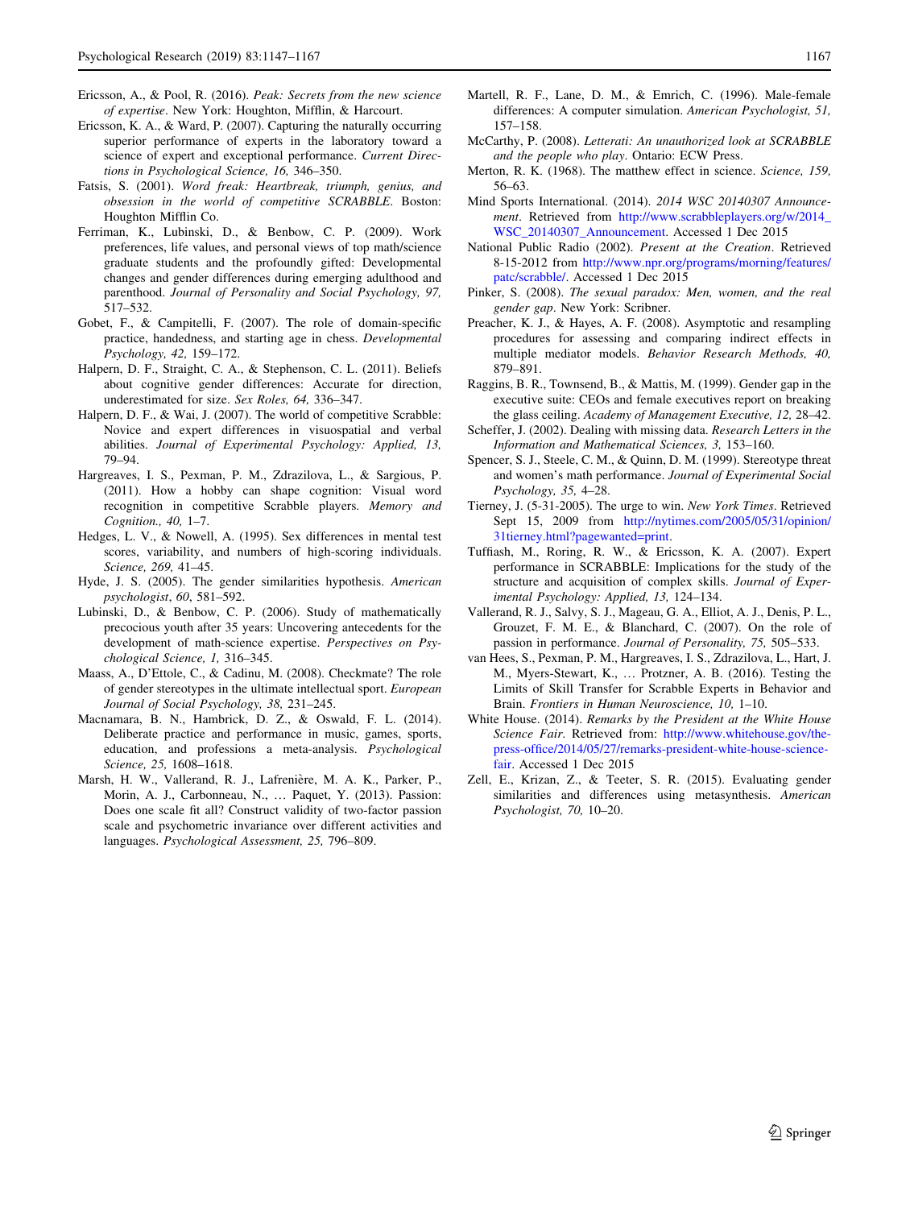Ericsson, A., & Pool, R. (2016). *Peak: Secrets from the new science of expertise*. New York: Houghton, Mifflin, & Harcourt.

Ericsson, K. A., & Ward, P. (2007). Capturing the naturally occurring superior performance of experts in the laboratory toward a science of expert and exceptional performance. *Current Directions in Psychological Science, 16,* 346–350.

Fatsis, S. (2001). *Word freak: Heartbreak, triumph, genius, and obsession in the world of competitive SCRABBLE*. Boston: Houghton Mifflin Co.

Ferriman, K., Lubinski, D., & Benbow, C. P. (2009). Work preferences, life values, and personal views of top math/science graduate students and the profoundly gifted: Developmental changes and gender differences during emerging adulthood and parenthood. *Journal of Personality and Social Psychology, 97,* 517–532.

Gobet, F., & Campitelli, F. (2007). The role of domain-specific practice, handedness, and starting age in chess. *Developmental Psychology, 42,* 159–172.

Halpern, D. F., Straight, C. A., & Stephenson, C. L. (2011). Beliefs about cognitive gender differences: Accurate for direction, underestimated for size. *Sex Roles, 64,* 336–347.

Halpern, D. F., & Wai, J. (2007). The world of competitive Scrabble: Novice and expert differences in visuospatial and verbal abilities. *Journal of Experimental Psychology: Applied, 13,* 79–94.

Hargreaves, I. S., Pexman, P. M., Zdrazilova, L., & Sargious, P. (2011). How a hobby can shape cognition: Visual word recognition in competitive Scrabble players. *Memory and Cognition., 40,* 1–7.

Hedges, L. V., & Nowell, A. (1995). Sex differences in mental test scores, variability, and numbers of high-scoring individuals. *Science, 269,* 41–45.

Hyde, J. S. (2005). The gender similarities hypothesis. *American psychologist*, *60*, 581–592.

Lubinski, D., & Benbow, C. P. (2006). Study of mathematically precocious youth after 35 years: Uncovering antecedents for the development of math-science expertise. *Perspectives on Psychological Science, 1,* 316–345.

Maass, A., D'Ettole, C., & Cadinu, M. (2008). Checkmate? The role of gender stereotypes in the ultimate intellectual sport. *European Journal of Social Psychology, 38,* 231–245.

Macnamara, B. N., Hambrick, D. Z., & Oswald, F. L. (2014). Deliberate practice and performance in music, games, sports, education, and professions a meta-analysis. *Psychological Science, 25,* 1608–1618.

Marsh, H. W., Vallerand, R. J., Lafrenière, M. A. K., Parker, P., Morin, A. J., Carbonneau, N., … Paquet, Y. (2013). Passion: Does one scale fit all? Construct validity of two-factor passion scale and psychometric invariance over different activities and languages. *Psychological Assessment, 25,* 796–809.

Martell, R. F., Lane, D. M., & Emrich, C. (1996). Male-female differences: A computer simulation. *American Psychologist, 51,* 157–158.

McCarthy, P. (2008). *Letterati: An unauthorized look at SCRABBLE and the people who play*. Ontario: ECW Press.

Merton, R. K. (1968). The matthew effect in science. *Science, 159,* 56–63.

Mind Sports International. (2014). *2014 WSC 20140307 Announcement*. Retrieved from http://www.scrabbleplayers.org/w/2014_WSC_20140307_Announcement. Accessed 1 Dec 2015

National Public Radio (2002). *Present at the Creation*. Retrieved 8-15-2012 from http://www.npr.org/programs/morning/features/patc/scrabble/. Accessed 1 Dec 2015

Pinker, S. (2008). *The sexual paradox: Men, women, and the real gender gap*. New York: Scribner.

Preacher, K. J., & Hayes, A. F. (2008). Asymptotic and resampling procedures for assessing and comparing indirect effects in multiple mediator models. *Behavior Research Methods, 40,* 879–891.

Raggins, B. R., Townsend, B., & Mattis, M. (1999). Gender gap in the executive suite: CEOs and female executives report on breaking the glass ceiling. *Academy of Management Executive, 12,* 28–42.

Scheffer, J. (2002). Dealing with missing data. *Research Letters in the Information and Mathematical Sciences, 3,* 153–160.

Spencer, S. J., Steele, C. M., & Quinn, D. M. (1999). Stereotype threat and women's math performance. *Journal of Experimental Social Psychology, 35,* 4–28.

Tierney, J. (5-31-2005). The urge to win. *New York Times*. Retrieved Sept 15, 2009 from http://nytimes.com/2005/05/31/opinion/31tierney.html?pagewanted=print.

Tuffiash, M., Roring, R. W., & Ericsson, K. A. (2007). Expert performance in SCRABBLE: Implications for the study of the structure and acquisition of complex skills. *Journal of Experimental Psychology: Applied, 13,* 124–134.

Vallerand, R. J., Salvy, S. J., Mageau, G. A., Elliot, A. J., Denis, P. L., Grouzet, F. M. E., & Blanchard, C. (2007). On the role of passion in performance. *Journal of Personality, 75,* 505–533.

van Hees, S., Pexman, P. M., Hargreaves, I. S., Zdrazilova, L., Hart, J. M., Myers-Stewart, K., … Protzner, A. B. (2016). Testing the Limits of Skill Transfer for Scrabble Experts in Behavior and Brain. *Frontiers in Human Neuroscience, 10,* 1–10.

White House. (2014). *Remarks by the President at the White House Science Fair.* Retrieved from: http://www.whitehouse.gov/the-press-office/2014/05/27/remarks-president-white-house-science-fair. Accessed 1 Dec 2015

Zell, E., Krizan, Z., & Teeter, S. R. (2015). Evaluating gender similarities and differences using metasynthesis. *American Psychologist, 70,* 10–20.